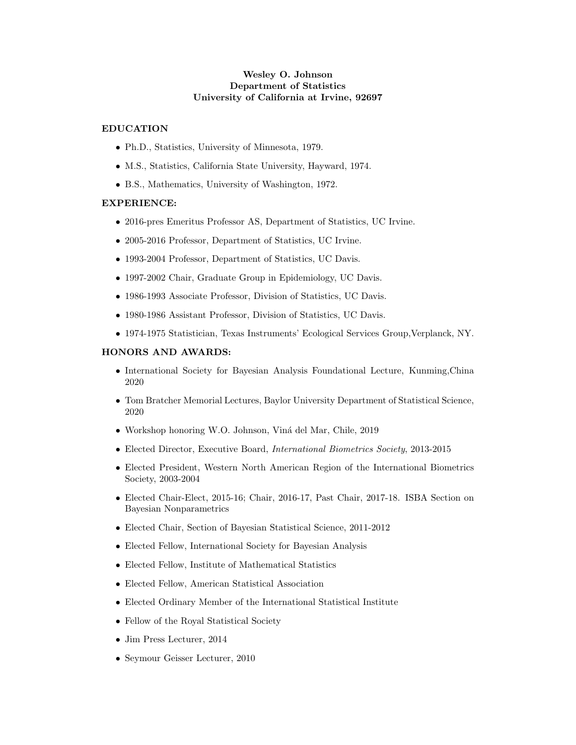**Wesley O. Johnson**
**Department of Statistics**
**University of California at Irvine, 92697**

## EDUCATION

- Ph.D., Statistics, University of Minnesota, 1979.
- M.S., Statistics, California State University, Hayward, 1974.
- B.S., Mathematics, University of Washington, 1972.

## EXPERIENCE:

- 2016-pres Emeritus Professor AS, Department of Statistics, UC Irvine.
- 2005-2016 Professor, Department of Statistics, UC Irvine.
- 1993-2004 Professor, Department of Statistics, UC Davis.
- 1997-2002 Chair, Graduate Group in Epidemiology, UC Davis.
- 1986-1993 Associate Professor, Division of Statistics, UC Davis.
- 1980-1986 Assistant Professor, Division of Statistics, UC Davis.
- 1974-1975 Statistician, Texas Instruments' Ecological Services Group,Verplanck, NY.

## HONORS AND AWARDS:

- International Society for Bayesian Analysis Foundational Lecture, Kunming,China 2020
- Tom Bratcher Memorial Lectures, Baylor University Department of Statistical Science, 2020
- Workshop honoring W.O. Johnson, Viná del Mar, Chile, 2019
- Elected Director, Executive Board, *International Biometrics Society*, 2013-2015
- Elected President, Western North American Region of the International Biometrics Society, 2003-2004
- Elected Chair-Elect, 2015-16; Chair, 2016-17, Past Chair, 2017-18. ISBA Section on Bayesian Nonparametrics
- Elected Chair, Section of Bayesian Statistical Science, 2011-2012
- Elected Fellow, International Society for Bayesian Analysis
- Elected Fellow, Institute of Mathematical Statistics
- Elected Fellow, American Statistical Association
- Elected Ordinary Member of the International Statistical Institute
- Fellow of the Royal Statistical Society
- Jim Press Lecturer, 2014
- Seymour Geisser Lecturer, 2010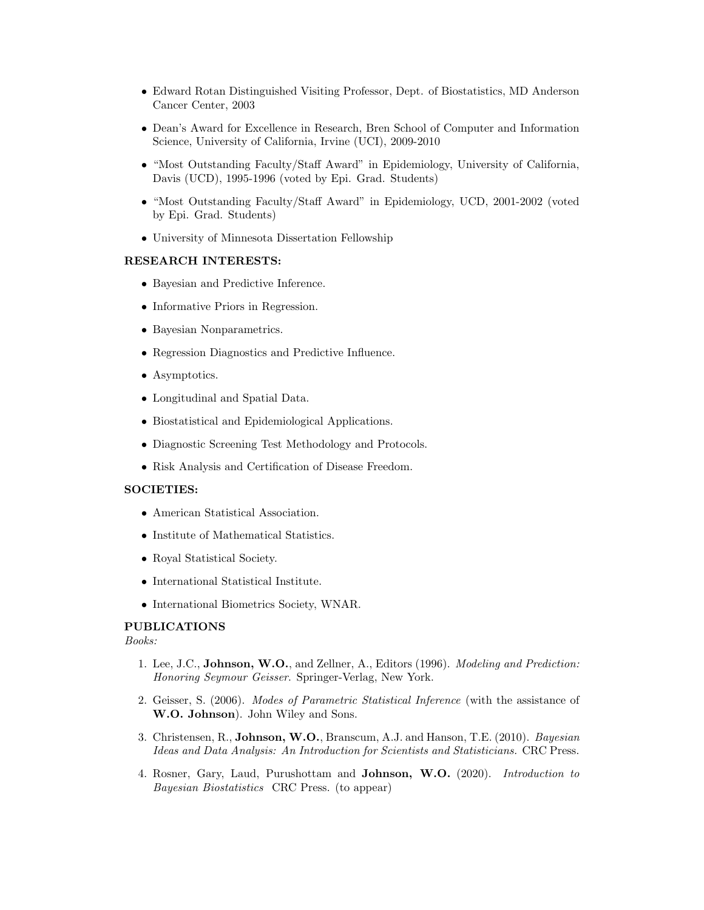- Edward Rotan Distinguished Visiting Professor, Dept. of Biostatistics, MD Anderson Cancer Center, 2003
- Dean's Award for Excellence in Research, Bren School of Computer and Information Science, University of California, Irvine (UCI), 2009-2010
- "Most Outstanding Faculty/Staff Award" in Epidemiology, University of California, Davis (UCD), 1995-1996 (voted by Epi. Grad. Students)
- "Most Outstanding Faculty/Staff Award" in Epidemiology, UCD, 2001-2002 (voted by Epi. Grad. Students)
- University of Minnesota Dissertation Fellowship

**RESEARCH INTERESTS:**

- Bayesian and Predictive Inference.
- Informative Priors in Regression.
- Bayesian Nonparametrics.
- Regression Diagnostics and Predictive Influence.
- Asymptotics.
- Longitudinal and Spatial Data.
- Biostatistical and Epidemiological Applications.
- Diagnostic Screening Test Methodology and Protocols.
- Risk Analysis and Certification of Disease Freedom.

**SOCIETIES:**

- American Statistical Association.
- Institute of Mathematical Statistics.
- Royal Statistical Society.
- International Statistical Institute.
- International Biometrics Society, WNAR.

**PUBLICATIONS**

*Books:*

1. Lee, J.C., **Johnson, W.O.**, and Zellner, A., Editors (1996). *Modeling and Prediction: Honoring Seymour Geisser*. Springer-Verlag, New York.
2. Geisser, S. (2006). *Modes of Parametric Statistical Inference* (with the assistance of **W.O. Johnson**). John Wiley and Sons.
3. Christensen, R., **Johnson, W.O.**, Branscum, A.J. and Hanson, T.E. (2010). *Bayesian Ideas and Data Analysis: An Introduction for Scientists and Statisticians.* CRC Press.
4. Rosner, Gary, Laud, Purushottam and **Johnson, W.O.** (2020). *Introduction to Bayesian Biostatistics* CRC Press. (to appear)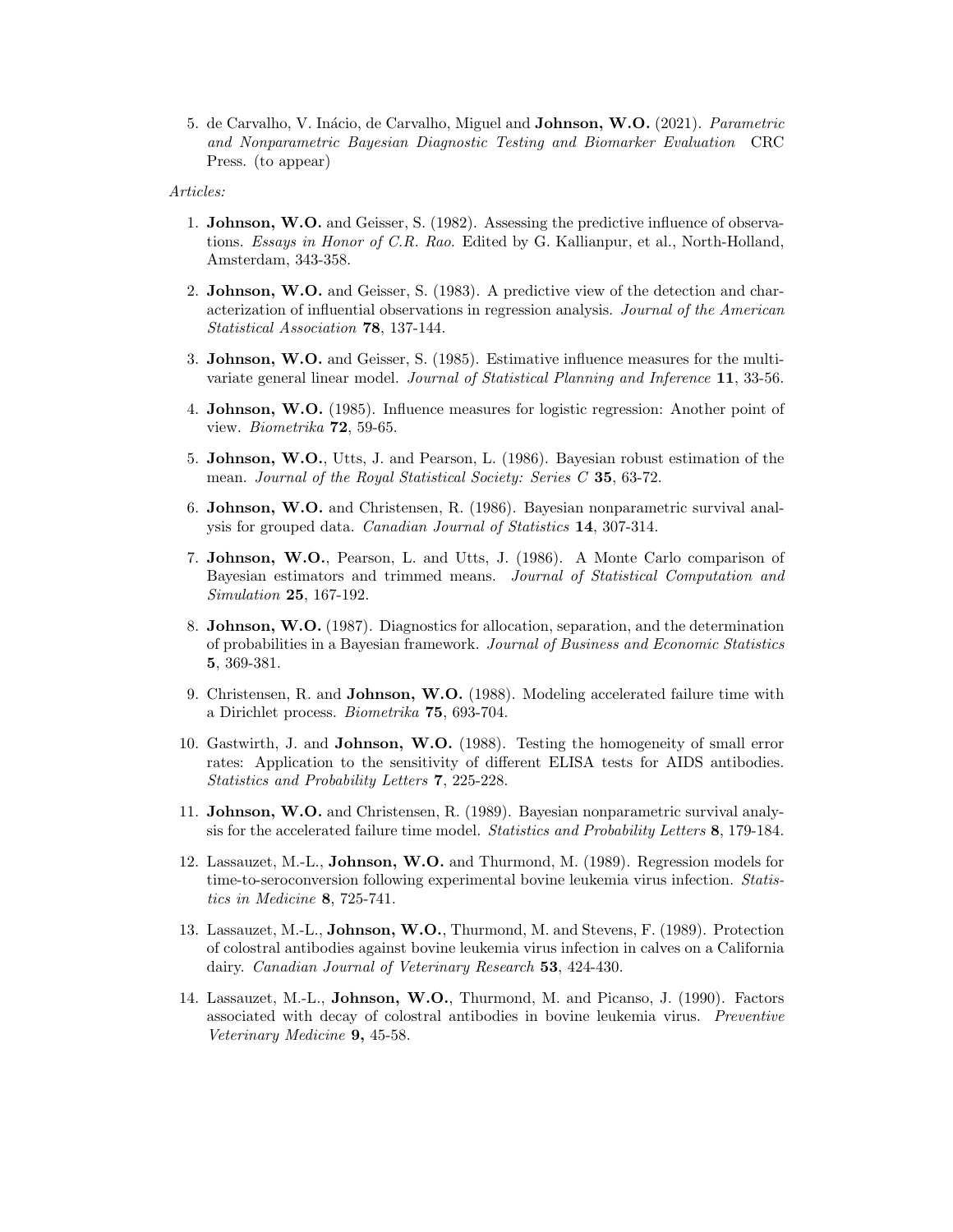5. de Carvalho, V. Inácio, de Carvalho, Miguel and **Johnson, W.O.** (2021). *Parametric and Nonparametric Bayesian Diagnostic Testing and Biomarker Evaluation* CRC Press. (to appear)

*Articles:*

1. **Johnson, W.O.** and Geisser, S. (1982). Assessing the predictive influence of observations. *Essays in Honor of C.R. Rao.* Edited by G. Kallianpur, et al., North-Holland, Amsterdam, 343-358.

2. **Johnson, W.O.** and Geisser, S. (1983). A predictive view of the detection and characterization of influential observations in regression analysis. *Journal of the American Statistical Association* **78**, 137-144.

3. **Johnson, W.O.** and Geisser, S. (1985). Estimative influence measures for the multivariate general linear model. *Journal of Statistical Planning and Inference* **11**, 33-56.

4. **Johnson, W.O.** (1985). Influence measures for logistic regression: Another point of view. *Biometrika* **72**, 59-65.

5. **Johnson, W.O.**, Utts, J. and Pearson, L. (1986). Bayesian robust estimation of the mean. *Journal of the Royal Statistical Society: Series C* **35**, 63-72.

6. **Johnson, W.O.** and Christensen, R. (1986). Bayesian nonparametric survival analysis for grouped data. *Canadian Journal of Statistics* **14**, 307-314.

7. **Johnson, W.O.**, Pearson, L. and Utts, J. (1986). A Monte Carlo comparison of Bayesian estimators and trimmed means. *Journal of Statistical Computation and Simulation* **25**, 167-192.

8. **Johnson, W.O.** (1987). Diagnostics for allocation, separation, and the determination of probabilities in a Bayesian framework. *Journal of Business and Economic Statistics* **5**, 369-381.

9. Christensen, R. and **Johnson, W.O.** (1988). Modeling accelerated failure time with a Dirichlet process. *Biometrika* **75**, 693-704.

10. Gastwirth, J. and **Johnson, W.O.** (1988). Testing the homogeneity of small error rates: Application to the sensitivity of different ELISA tests for AIDS antibodies. *Statistics and Probability Letters* **7**, 225-228.

11. **Johnson, W.O.** and Christensen, R. (1989). Bayesian nonparametric survival analysis for the accelerated failure time model. *Statistics and Probability Letters* **8**, 179-184.

12. Lassauzet, M.-L., **Johnson, W.O.** and Thurmond, M. (1989). Regression models for time-to-seroconversion following experimental bovine leukemia virus infection. *Statistics in Medicine* **8**, 725-741.

13. Lassauzet, M.-L., **Johnson, W.O.**, Thurmond, M. and Stevens, F. (1989). Protection of colostral antibodies against bovine leukemia virus infection in calves on a California dairy. *Canadian Journal of Veterinary Research* **53**, 424-430.

14. Lassauzet, M.-L., **Johnson, W.O.**, Thurmond, M. and Picanso, J. (1990). Factors associated with decay of colostral antibodies in bovine leukemia virus. *Preventive Veterinary Medicine* **9,** 45-58.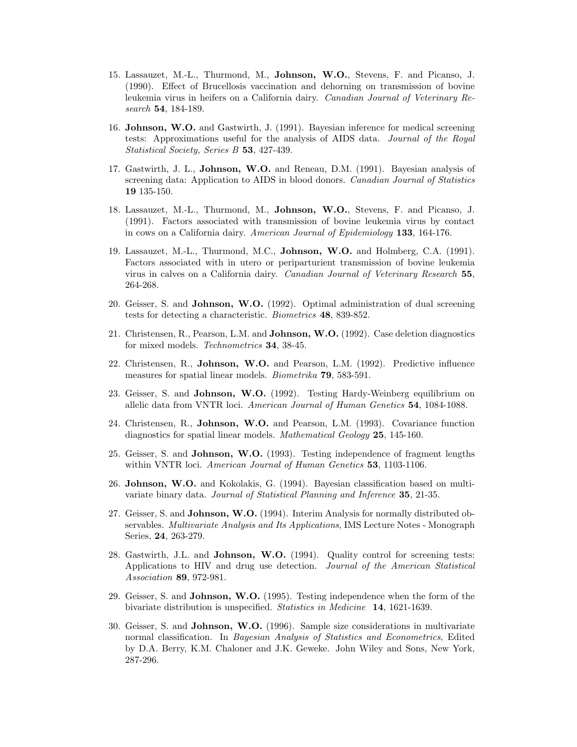15. Lassauzet, M.-L., Thurmond, M., **Johnson, W.O.**, Stevens, F. and Picanso, J. (1990). Effect of Brucellosis vaccination and dehorning on transmission of bovine leukemia virus in heifers on a California dairy. *Canadian Journal of Veterinary Research* **54**, 184-189.

16. **Johnson, W.O.** and Gastwirth, J. (1991). Bayesian inference for medical screening tests: Approximations useful for the analysis of AIDS data. *Journal of the Royal Statistical Society, Series B* **53**, 427-439.

17. Gastwirth, J. L., **Johnson, W.O.** and Reneau, D.M. (1991). Bayesian analysis of screening data: Application to AIDS in blood donors. *Canadian Journal of Statistics* **19** 135-150.

18. Lassauzet, M.-L., Thurmond, M., **Johnson, W.O.**, Stevens, F. and Picanso, J. (1991). Factors associated with transmission of bovine leukemia virus by contact in cows on a California dairy. *American Journal of Epidemiology* **133**, 164-176.

19. Lassauzet, M.-L., Thurmond, M.C., **Johnson, W.O.** and Holmberg, C.A. (1991). Factors associated with in utero or periparturient transmission of bovine leukemia virus in calves on a California dairy. *Canadian Journal of Veterinary Research* **55**, 264-268.

20. Geisser, S. and **Johnson, W.O.** (1992). Optimal administration of dual screening tests for detecting a characteristic. *Biometrics* **48**, 839-852.

21. Christensen, R., Pearson, L.M. and **Johnson, W.O.** (1992). Case deletion diagnostics for mixed models. *Technometrics* **34**, 38-45.

22. Christensen, R., **Johnson, W.O.** and Pearson, L.M. (1992). Predictive influence measures for spatial linear models. *Biometrika* **79**, 583-591.

23. Geisser, S. and **Johnson, W.O.** (1992). Testing Hardy-Weinberg equilibrium on allelic data from VNTR loci. *American Journal of Human Genetics* **54**, 1084-1088.

24. Christensen, R., **Johnson, W.O.** and Pearson, L.M. (1993). Covariance function diagnostics for spatial linear models. *Mathematical Geology* **25**, 145-160.

25. Geisser, S. and **Johnson, W.O.** (1993). Testing independence of fragment lengths within VNTR loci. *American Journal of Human Genetics* **53**, 1103-1106.

26. **Johnson, W.O.** and Kokolakis, G. (1994). Bayesian classification based on multivariate binary data. *Journal of Statistical Planning and Inference* **35**, 21-35.

27. Geisser, S. and **Johnson, W.O.** (1994). Interim Analysis for normally distributed observables. *Multivariate Analysis and Its Applications*, IMS Lecture Notes - Monograph Series, **24**, 263-279.

28. Gastwirth, J.L. and **Johnson, W.O.** (1994). Quality control for screening tests: Applications to HIV and drug use detection. *Journal of the American Statistical Association* **89**, 972-981.

29. Geisser, S. and **Johnson, W.O.** (1995). Testing independence when the form of the bivariate distribution is unspecified. *Statistics in Medicine* **14**, 1621-1639.

30. Geisser, S. and **Johnson, W.O.** (1996). Sample size considerations in multivariate normal classification. In *Bayesian Analysis of Statistics and Econometrics*, Edited by D.A. Berry, K.M. Chaloner and J.K. Geweke. John Wiley and Sons, New York, 287-296.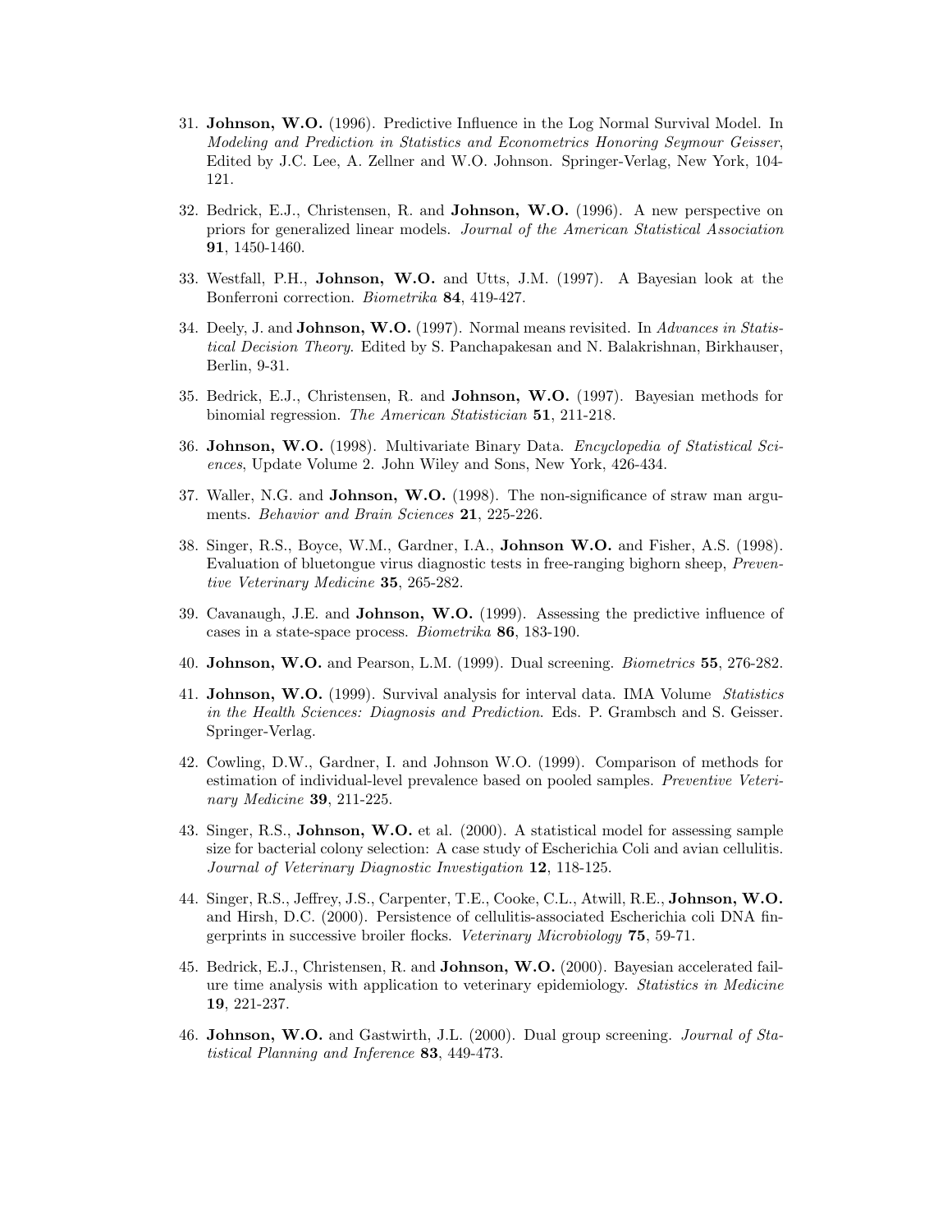31. **Johnson, W.O.** (1996). Predictive Influence in the Log Normal Survival Model. In *Modeling and Prediction in Statistics and Econometrics Honoring Seymour Geisser*, Edited by J.C. Lee, A. Zellner and W.O. Johnson. Springer-Verlag, New York, 104-121.

32. Bedrick, E.J., Christensen, R. and **Johnson, W.O.** (1996). A new perspective on priors for generalized linear models. *Journal of the American Statistical Association* **91**, 1450-1460.

33. Westfall, P.H., **Johnson, W.O.** and Utts, J.M. (1997). A Bayesian look at the Bonferroni correction. *Biometrika* **84**, 419-427.

34. Deely, J. and **Johnson, W.O.** (1997). Normal means revisited. In *Advances in Statistical Decision Theory*. Edited by S. Panchapakesan and N. Balakrishnan, Birkhauser, Berlin, 9-31.

35. Bedrick, E.J., Christensen, R. and **Johnson, W.O.** (1997). Bayesian methods for binomial regression. *The American Statistician* **51**, 211-218.

36. **Johnson, W.O.** (1998). Multivariate Binary Data. *Encyclopedia of Statistical Sciences*, Update Volume 2. John Wiley and Sons, New York, 426-434.

37. Waller, N.G. and **Johnson, W.O.** (1998). The non-significance of straw man arguments. *Behavior and Brain Sciences* **21**, 225-226.

38. Singer, R.S., Boyce, W.M., Gardner, I.A., **Johnson W.O.** and Fisher, A.S. (1998). Evaluation of bluetongue virus diagnostic tests in free-ranging bighorn sheep, *Preventive Veterinary Medicine* **35**, 265-282.

39. Cavanaugh, J.E. and **Johnson, W.O.** (1999). Assessing the predictive influence of cases in a state-space process. *Biometrika* **86**, 183-190.

40. **Johnson, W.O.** and Pearson, L.M. (1999). Dual screening. *Biometrics* **55**, 276-282.

41. **Johnson, W.O.** (1999). Survival analysis for interval data. IMA Volume *Statistics in the Health Sciences: Diagnosis and Prediction*. Eds. P. Grambsch and S. Geisser. Springer-Verlag.

42. Cowling, D.W., Gardner, I. and Johnson W.O. (1999). Comparison of methods for estimation of individual-level prevalence based on pooled samples. *Preventive Veterinary Medicine* **39**, 211-225.

43. Singer, R.S., **Johnson, W.O.** et al. (2000). A statistical model for assessing sample size for bacterial colony selection: A case study of Escherichia Coli and avian cellulitis. *Journal of Veterinary Diagnostic Investigation* **12**, 118-125.

44. Singer, R.S., Jeffrey, J.S., Carpenter, T.E., Cooke, C.L., Atwill, R.E., **Johnson, W.O.** and Hirsh, D.C. (2000). Persistence of cellulitis-associated Escherichia coli DNA fingerprints in successive broiler flocks. *Veterinary Microbiology* **75**, 59-71.

45. Bedrick, E.J., Christensen, R. and **Johnson, W.O.** (2000). Bayesian accelerated failure time analysis with application to veterinary epidemiology. *Statistics in Medicine* **19**, 221-237.

46. **Johnson, W.O.** and Gastwirth, J.L. (2000). Dual group screening. *Journal of Statistical Planning and Inference* **83**, 449-473.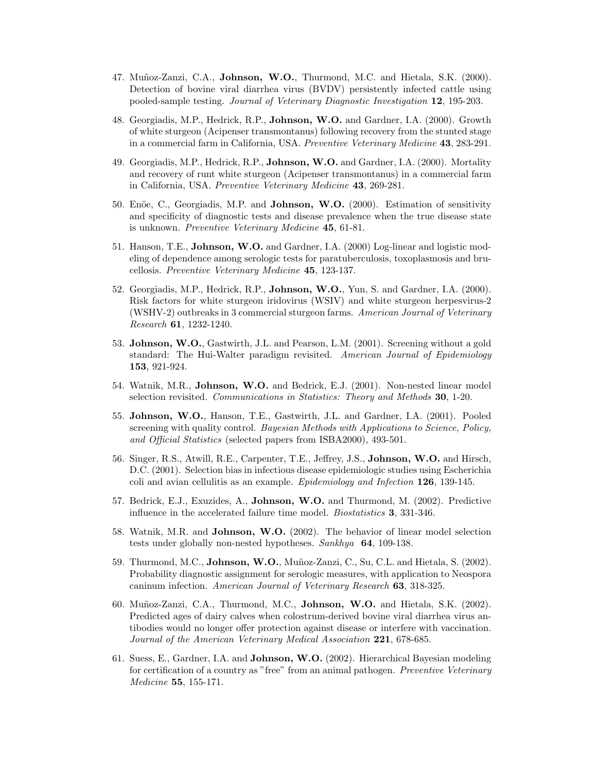47. Muñoz-Zanzi, C.A., **Johnson, W.O.**, Thurmond, M.C. and Hietala, S.K. (2000). Detection of bovine viral diarrhea virus (BVDV) persistently infected cattle using pooled-sample testing. *Journal of Veterinary Diagnostic Investigation* **12**, 195-203.

48. Georgiadis, M.P., Hedrick, R.P., **Johnson, W.O.** and Gardner, I.A. (2000). Growth of white sturgeon (Acipenser transmontanus) following recovery from the stunted stage in a commercial farm in California, USA. *Preventive Veterinary Medicine* **43**, 283-291.

49. Georgiadis, M.P., Hedrick, R.P., **Johnson, W.O.** and Gardner, I.A. (2000). Mortality and recovery of runt white sturgeon (Acipenser transmontanus) in a commercial farm in California, USA. *Preventive Veterinary Medicine* **43**, 269-281.

50. Enöe, C., Georgiadis, M.P. and **Johnson, W.O.** (2000). Estimation of sensitivity and specificity of diagnostic tests and disease prevalence when the true disease state is unknown. *Preventive Veterinary Medicine* **45**, 61-81.

51. Hanson, T.E., **Johnson, W.O.** and Gardner, I.A. (2000) Log-linear and logistic modeling of dependence among serologic tests for paratuberculosis, toxoplasmosis and brucellosis. *Preventive Veterinary Medicine* **45**, 123-137.

52. Georgiadis, M.P., Hedrick, R.P., **Johnson, W.O.**, Yun, S. and Gardner, I.A. (2000). Risk factors for white sturgeon iridovirus (WSIV) and white sturgeon herpesvirus-2 (WSHV-2) outbreaks in 3 commercial sturgeon farms. *American Journal of Veterinary Research* **61**, 1232-1240.

53. **Johnson, W.O.**, Gastwirth, J.L. and Pearson, L.M. (2001). Screening without a gold standard: The Hui-Walter paradigm revisited. *American Journal of Epidemiology* **153**, 921-924.

54. Watnik, M.R., **Johnson, W.O.** and Bedrick, E.J. (2001). Non-nested linear model selection revisited. *Communications in Statistics: Theory and Methods* **30**, 1-20.

55. **Johnson, W.O.**, Hanson, T.E., Gastwirth, J.L. and Gardner, I.A. (2001). Pooled screening with quality control. *Bayesian Methods with Applications to Science, Policy, and Official Statistics* (selected papers from ISBA2000), 493-501.

56. Singer, R.S., Atwill, R.E., Carpenter, T.E., Jeffrey, J.S., **Johnson, W.O.** and Hirsch, D.C. (2001). Selection bias in infectious disease epidemiologic studies using Escherichia coli and avian cellulitis as an example. *Epidemiology and Infection* **126**, 139-145.

57. Bedrick, E.J., Exuzides, A., **Johnson, W.O.** and Thurmond, M. (2002). Predictive influence in the accelerated failure time model. *Biostatistics* **3**, 331-346.

58. Watnik, M.R. and **Johnson, W.O.** (2002). The behavior of linear model selection tests under globally non-nested hypotheses. *Sankhya* **64**, 109-138.

59. Thurmond, M.C., **Johnson, W.O.**, Muñoz-Zanzi, C., Su, C.L. and Hietala, S. (2002). Probability diagnostic assignment for serologic measures, with application to Neospora caninum infection. *American Journal of Veterinary Research* **63**, 318-325.

60. Muñoz-Zanzi, C.A., Thurmond, M.C., **Johnson, W.O.** and Hietala, S.K. (2002). Predicted ages of dairy calves when colostrum-derived bovine viral diarrhea virus antibodies would no longer offer protection against disease or interfere with vaccination. *Journal of the American Veterinary Medical Association* **221**, 678-685.

61. Suess, E., Gardner, I.A. and **Johnson, W.O.** (2002). Hierarchical Bayesian modeling for certification of a country as "free" from an animal pathogen. *Preventive Veterinary Medicine* **55**, 155-171.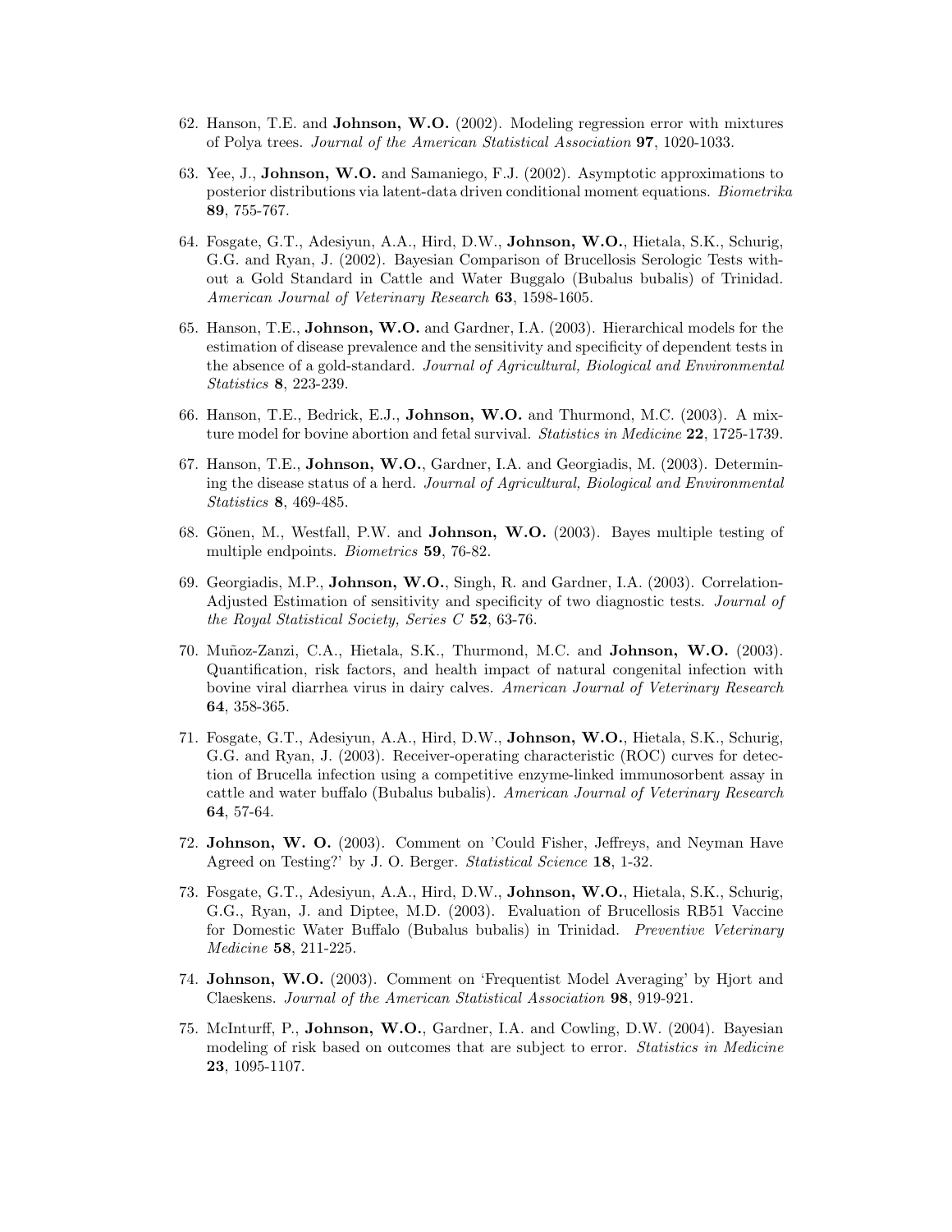62. Hanson, T.E. and **Johnson, W.O.** (2002). Modeling regression error with mixtures of Polya trees. *Journal of the American Statistical Association* **97**, 1020-1033.

63. Yee, J., **Johnson, W.O.** and Samaniego, F.J. (2002). Asymptotic approximations to posterior distributions via latent-data driven conditional moment equations. *Biometrika* **89**, 755-767.

64. Fosgate, G.T., Adesiyun, A.A., Hird, D.W., **Johnson, W.O.**, Hietala, S.K., Schurig, G.G. and Ryan, J. (2002). Bayesian Comparison of Brucellosis Serologic Tests without a Gold Standard in Cattle and Water Buggalo (Bubalus bubalis) of Trinidad. *American Journal of Veterinary Research* **63**, 1598-1605.

65. Hanson, T.E., **Johnson, W.O.** and Gardner, I.A. (2003). Hierarchical models for the estimation of disease prevalence and the sensitivity and specificity of dependent tests in the absence of a gold-standard. *Journal of Agricultural, Biological and Environmental Statistics* **8**, 223-239.

66. Hanson, T.E., Bedrick, E.J., **Johnson, W.O.** and Thurmond, M.C. (2003). A mixture model for bovine abortion and fetal survival. *Statistics in Medicine* **22**, 1725-1739.

67. Hanson, T.E., **Johnson, W.O.**, Gardner, I.A. and Georgiadis, M. (2003). Determining the disease status of a herd. *Journal of Agricultural, Biological and Environmental Statistics* **8**, 469-485.

68. Gönen, M., Westfall, P.W. and **Johnson, W.O.** (2003). Bayes multiple testing of multiple endpoints. *Biometrics* **59**, 76-82.

69. Georgiadis, M.P., **Johnson, W.O.**, Singh, R. and Gardner, I.A. (2003). Correlation-Adjusted Estimation of sensitivity and specificity of two diagnostic tests. *Journal of the Royal Statistical Society, Series C* **52**, 63-76.

70. Muñoz-Zanzi, C.A., Hietala, S.K., Thurmond, M.C. and **Johnson, W.O.** (2003). Quantification, risk factors, and health impact of natural congenital infection with bovine viral diarrhea virus in dairy calves. *American Journal of Veterinary Research* **64**, 358-365.

71. Fosgate, G.T., Adesiyun, A.A., Hird, D.W., **Johnson, W.O.**, Hietala, S.K., Schurig, G.G. and Ryan, J. (2003). Receiver-operating characteristic (ROC) curves for detection of Brucella infection using a competitive enzyme-linked immunosorbent assay in cattle and water buffalo (Bubalus bubalis). *American Journal of Veterinary Research* **64**, 57-64.

72. **Johnson, W. O.** (2003). Comment on 'Could Fisher, Jeffreys, and Neyman Have Agreed on Testing?' by J. O. Berger. *Statistical Science* **18**, 1-32.

73. Fosgate, G.T., Adesiyun, A.A., Hird, D.W., **Johnson, W.O.**, Hietala, S.K., Schurig, G.G., Ryan, J. and Diptee, M.D. (2003). Evaluation of Brucellosis RB51 Vaccine for Domestic Water Buffalo (Bubalus bubalis) in Trinidad. *Preventive Veterinary Medicine* **58**, 211-225.

74. **Johnson, W.O.** (2003). Comment on 'Frequentist Model Averaging' by Hjort and Claeskens. *Journal of the American Statistical Association* **98**, 919-921.

75. McInturff, P., **Johnson, W.O.**, Gardner, I.A. and Cowling, D.W. (2004). Bayesian modeling of risk based on outcomes that are subject to error. *Statistics in Medicine* **23**, 1095-1107.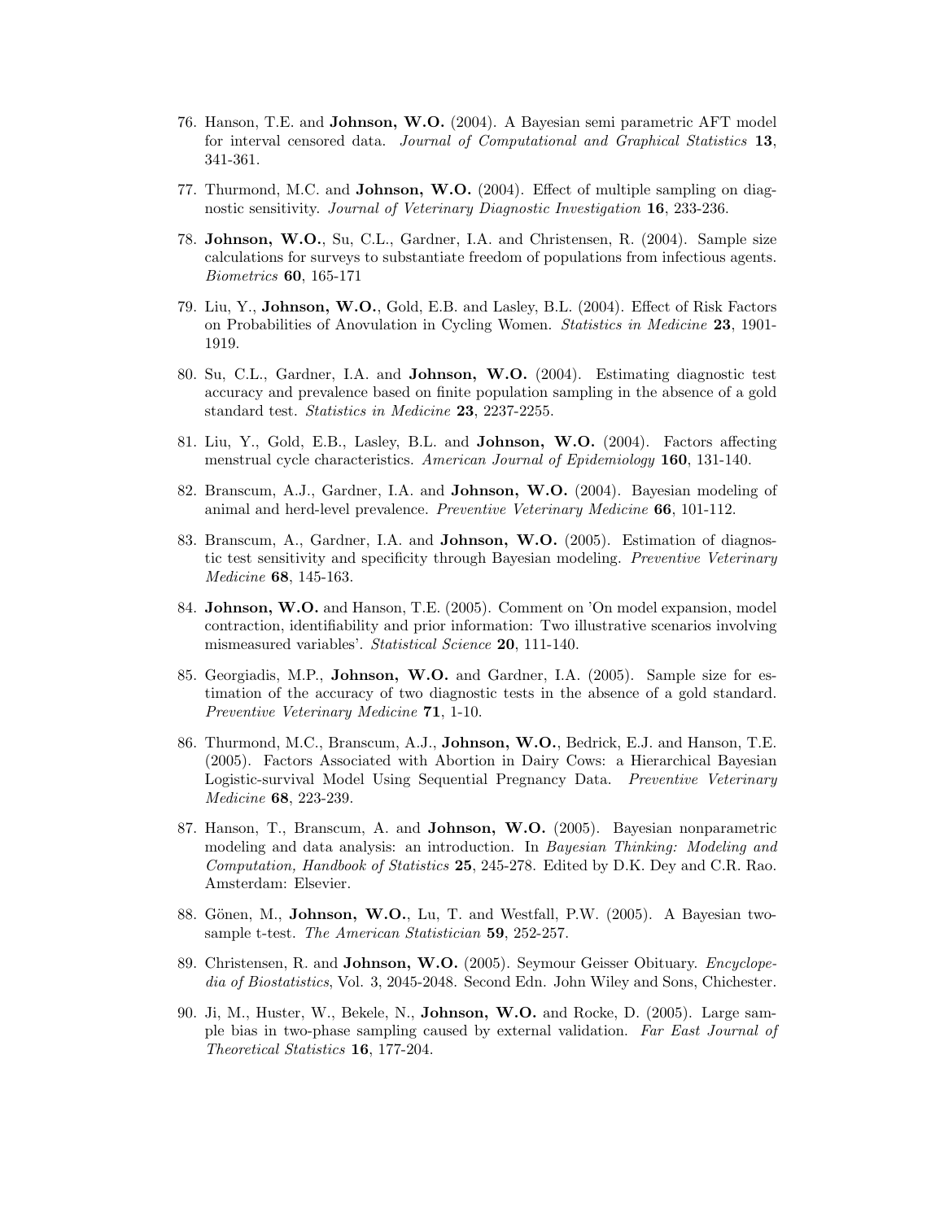76. Hanson, T.E. and **Johnson, W.O.** (2004). A Bayesian semi parametric AFT model for interval censored data. *Journal of Computational and Graphical Statistics* **13**, 341-361.

77. Thurmond, M.C. and **Johnson, W.O.** (2004). Effect of multiple sampling on diagnostic sensitivity. *Journal of Veterinary Diagnostic Investigation* **16**, 233-236.

78. **Johnson, W.O.**, Su, C.L., Gardner, I.A. and Christensen, R. (2004). Sample size calculations for surveys to substantiate freedom of populations from infectious agents. *Biometrics* **60**, 165-171

79. Liu, Y., **Johnson, W.O.**, Gold, E.B. and Lasley, B.L. (2004). Effect of Risk Factors on Probabilities of Anovulation in Cycling Women. *Statistics in Medicine* **23**, 1901-1919.

80. Su, C.L., Gardner, I.A. and **Johnson, W.O.** (2004). Estimating diagnostic test accuracy and prevalence based on finite population sampling in the absence of a gold standard test. *Statistics in Medicine* **23**, 2237-2255.

81. Liu, Y., Gold, E.B., Lasley, B.L. and **Johnson, W.O.** (2004). Factors affecting menstrual cycle characteristics. *American Journal of Epidemiology* **160**, 131-140.

82. Branscum, A.J., Gardner, I.A. and **Johnson, W.O.** (2004). Bayesian modeling of animal and herd-level prevalence. *Preventive Veterinary Medicine* **66**, 101-112.

83. Branscum, A., Gardner, I.A. and **Johnson, W.O.** (2005). Estimation of diagnostic test sensitivity and specificity through Bayesian modeling. *Preventive Veterinary Medicine* **68**, 145-163.

84. **Johnson, W.O.** and Hanson, T.E. (2005). Comment on 'On model expansion, model contraction, identifiability and prior information: Two illustrative scenarios involving mismeasured variables'. *Statistical Science* **20**, 111-140.

85. Georgiadis, M.P., **Johnson, W.O.** and Gardner, I.A. (2005). Sample size for estimation of the accuracy of two diagnostic tests in the absence of a gold standard. *Preventive Veterinary Medicine* **71**, 1-10.

86. Thurmond, M.C., Branscum, A.J., **Johnson, W.O.**, Bedrick, E.J. and Hanson, T.E. (2005). Factors Associated with Abortion in Dairy Cows: a Hierarchical Bayesian Logistic-survival Model Using Sequential Pregnancy Data. *Preventive Veterinary Medicine* **68**, 223-239.

87. Hanson, T., Branscum, A. and **Johnson, W.O.** (2005). Bayesian nonparametric modeling and data analysis: an introduction. In *Bayesian Thinking: Modeling and Computation, Handbook of Statistics* **25**, 245-278. Edited by D.K. Dey and C.R. Rao. Amsterdam: Elsevier.

88. Gönen, M., **Johnson, W.O.**, Lu, T. and Westfall, P.W. (2005). A Bayesian two-sample t-test. *The American Statistician* **59**, 252-257.

89. Christensen, R. and **Johnson, W.O.** (2005). Seymour Geisser Obituary. *Encyclopedia of Biostatistics*, Vol. 3, 2045-2048. Second Edn. John Wiley and Sons, Chichester.

90. Ji, M., Huster, W., Bekele, N., **Johnson, W.O.** and Rocke, D. (2005). Large sample bias in two-phase sampling caused by external validation. *Far East Journal of Theoretical Statistics* **16**, 177-204.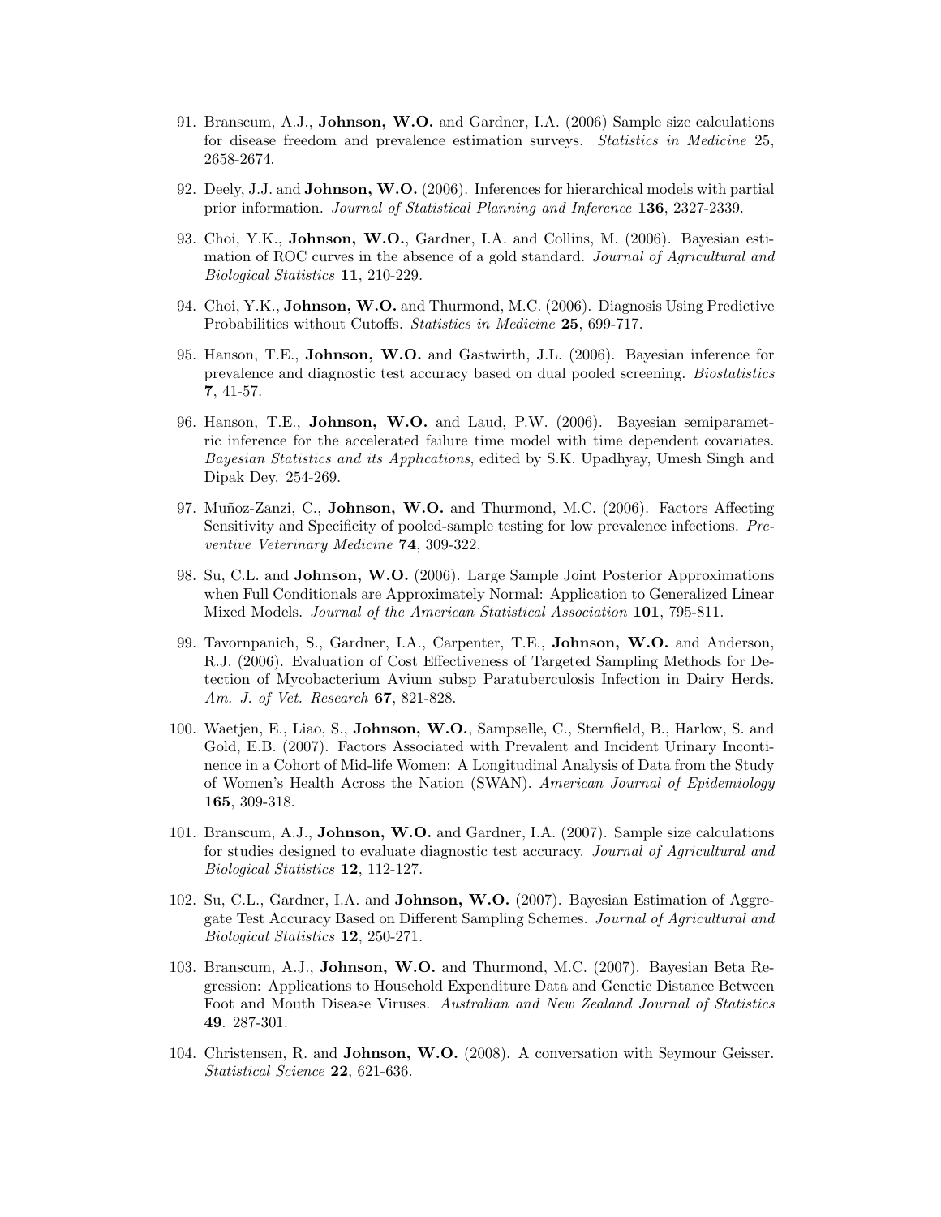91. Branscum, A.J., **Johnson, W.O.** and Gardner, I.A. (2006) Sample size calculations for disease freedom and prevalence estimation surveys. *Statistics in Medicine* 25, 2658-2674.

92. Deely, J.J. and **Johnson, W.O.** (2006). Inferences for hierarchical models with partial prior information. *Journal of Statistical Planning and Inference* **136**, 2327-2339.

93. Choi, Y.K., **Johnson, W.O.**, Gardner, I.A. and Collins, M. (2006). Bayesian estimation of ROC curves in the absence of a gold standard. *Journal of Agricultural and Biological Statistics* **11**, 210-229.

94. Choi, Y.K., **Johnson, W.O.** and Thurmond, M.C. (2006). Diagnosis Using Predictive Probabilities without Cutoffs. *Statistics in Medicine* **25**, 699-717.

95. Hanson, T.E., **Johnson, W.O.** and Gastwirth, J.L. (2006). Bayesian inference for prevalence and diagnostic test accuracy based on dual pooled screening. *Biostatistics* **7**, 41-57.

96. Hanson, T.E., **Johnson, W.O.** and Laud, P.W. (2006). Bayesian semiparametric inference for the accelerated failure time model with time dependent covariates. *Bayesian Statistics and its Applications*, edited by S.K. Upadhyay, Umesh Singh and Dipak Dey. 254-269.

97. Muñoz-Zanzi, C., **Johnson, W.O.** and Thurmond, M.C. (2006). Factors Affecting Sensitivity and Specificity of pooled-sample testing for low prevalence infections. *Preventive Veterinary Medicine* **74**, 309-322.

98. Su, C.L. and **Johnson, W.O.** (2006). Large Sample Joint Posterior Approximations when Full Conditionals are Approximately Normal: Application to Generalized Linear Mixed Models. *Journal of the American Statistical Association* **101**, 795-811.

99. Tavornpanich, S., Gardner, I.A., Carpenter, T.E., **Johnson, W.O.** and Anderson, R.J. (2006). Evaluation of Cost Effectiveness of Targeted Sampling Methods for Detection of Mycobacterium Avium subsp Paratuberculosis Infection in Dairy Herds. *Am. J. of Vet. Research* **67**, 821-828.

100. Waetjen, E., Liao, S., **Johnson, W.O.**, Sampselle, C., Sternfield, B., Harlow, S. and Gold, E.B. (2007). Factors Associated with Prevalent and Incident Urinary Incontinence in a Cohort of Mid-life Women: A Longitudinal Analysis of Data from the Study of Women's Health Across the Nation (SWAN). *American Journal of Epidemiology* **165**, 309-318.

101. Branscum, A.J., **Johnson, W.O.** and Gardner, I.A. (2007). Sample size calculations for studies designed to evaluate diagnostic test accuracy. *Journal of Agricultural and Biological Statistics* **12**, 112-127.

102. Su, C.L., Gardner, I.A. and **Johnson, W.O.** (2007). Bayesian Estimation of Aggregate Test Accuracy Based on Different Sampling Schemes. *Journal of Agricultural and Biological Statistics* **12**, 250-271.

103. Branscum, A.J., **Johnson, W.O.** and Thurmond, M.C. (2007). Bayesian Beta Regression: Applications to Household Expenditure Data and Genetic Distance Between Foot and Mouth Disease Viruses. *Australian and New Zealand Journal of Statistics* **49**. 287-301.

104. Christensen, R. and **Johnson, W.O.** (2008). A conversation with Seymour Geisser. *Statistical Science* **22**, 621-636.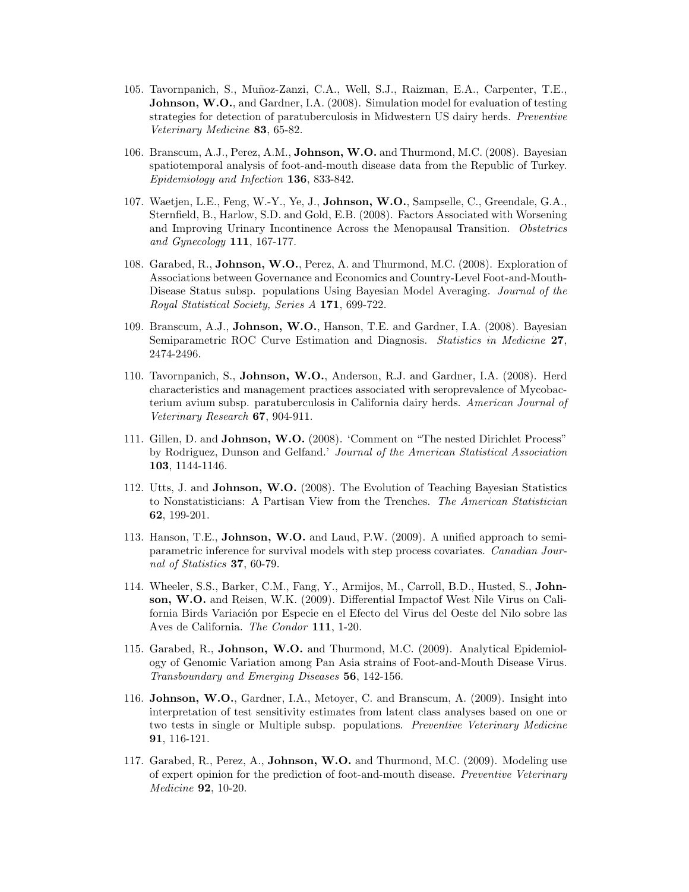105. Tavornpanich, S., Muñoz-Zanzi, C.A., Well, S.J., Raizman, E.A., Carpenter, T.E., **Johnson, W.O.**, and Gardner, I.A. (2008). Simulation model for evaluation of testing strategies for detection of paratuberculosis in Midwestern US dairy herds. *Preventive Veterinary Medicine* **83**, 65-82.

106. Branscum, A.J., Perez, A.M., **Johnson, W.O.** and Thurmond, M.C. (2008). Bayesian spatiotemporal analysis of foot-and-mouth disease data from the Republic of Turkey. *Epidemiology and Infection* **136**, 833-842.

107. Waetjen, L.E., Feng, W.-Y., Ye, J., **Johnson, W.O.**, Sampselle, C., Greendale, G.A., Sternfield, B., Harlow, S.D. and Gold, E.B. (2008). Factors Associated with Worsening and Improving Urinary Incontinence Across the Menopausal Transition. *Obstetrics and Gynecology* **111**, 167-177.

108. Garabed, R., **Johnson, W.O.**, Perez, A. and Thurmond, M.C. (2008). Exploration of Associations between Governance and Economics and Country-Level Foot-and-Mouth-Disease Status subsp. populations Using Bayesian Model Averaging. *Journal of the Royal Statistical Society, Series A* **171**, 699-722.

109. Branscum, A.J., **Johnson, W.O.**, Hanson, T.E. and Gardner, I.A. (2008). Bayesian Semiparametric ROC Curve Estimation and Diagnosis. *Statistics in Medicine* **27**, 2474-2496.

110. Tavornpanich, S., **Johnson, W.O.**, Anderson, R.J. and Gardner, I.A. (2008). Herd characteristics and management practices associated with seroprevalence of Mycobacterium avium subsp. paratuberculosis in California dairy herds. *American Journal of Veterinary Research* **67**, 904-911.

111. Gillen, D. and **Johnson, W.O.** (2008). 'Comment on "The nested Dirichlet Process" by Rodriguez, Dunson and Gelfand.' *Journal of the American Statistical Association* **103**, 1144-1146.

112. Utts, J. and **Johnson, W.O.** (2008). The Evolution of Teaching Bayesian Statistics to Nonstatisticians: A Partisan View from the Trenches. *The American Statistician* **62**, 199-201.

113. Hanson, T.E., **Johnson, W.O.** and Laud, P.W. (2009). A unified approach to semiparametric inference for survival models with step process covariates. *Canadian Journal of Statistics* **37**, 60-79.

114. Wheeler, S.S., Barker, C.M., Fang, Y., Armijos, M., Carroll, B.D., Husted, S., **Johnson, W.O.** and Reisen, W.K. (2009). Differential Impactof West Nile Virus on California Birds Variación por Especie en el Efecto del Virus del Oeste del Nilo sobre las Aves de California. *The Condor* **111**, 1-20.

115. Garabed, R., **Johnson, W.O.** and Thurmond, M.C. (2009). Analytical Epidemiology of Genomic Variation among Pan Asia strains of Foot-and-Mouth Disease Virus. *Transboundary and Emerging Diseases* **56**, 142-156.

116. **Johnson, W.O.**, Gardner, I.A., Metoyer, C. and Branscum, A. (2009). Insight into interpretation of test sensitivity estimates from latent class analyses based on one or two tests in single or Multiple subsp. populations. *Preventive Veterinary Medicine* **91**, 116-121.

117. Garabed, R., Perez, A., **Johnson, W.O.** and Thurmond, M.C. (2009). Modeling use of expert opinion for the prediction of foot-and-mouth disease. *Preventive Veterinary Medicine* **92**, 10-20.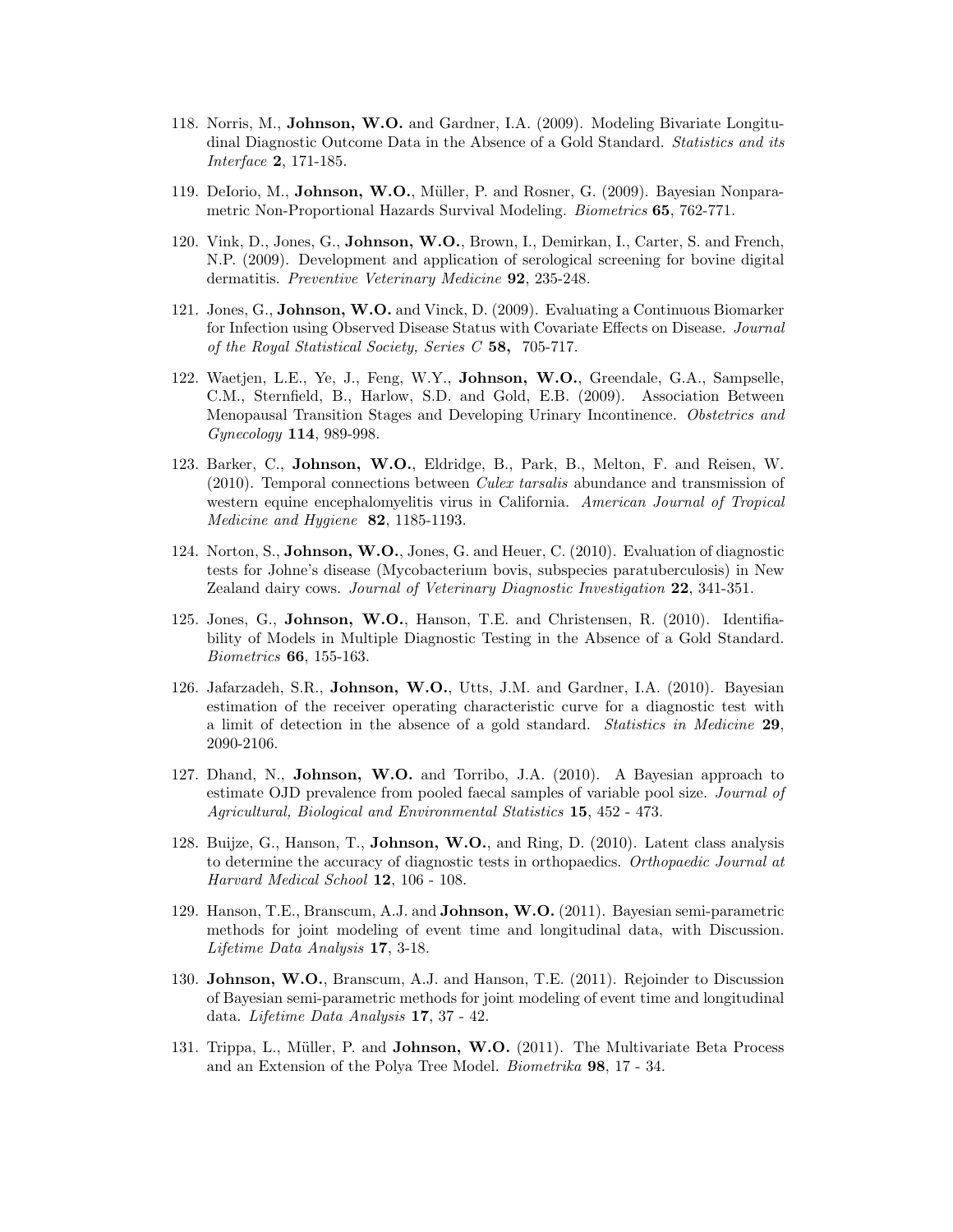118. Norris, M., **Johnson, W.O.** and Gardner, I.A. (2009). Modeling Bivariate Longitudinal Diagnostic Outcome Data in the Absence of a Gold Standard. *Statistics and its Interface* **2**, 171-185.

119. DeIorio, M., **Johnson, W.O.**, Müller, P. and Rosner, G. (2009). Bayesian Nonparametric Non-Proportional Hazards Survival Modeling. *Biometrics* **65**, 762-771.

120. Vink, D., Jones, G., **Johnson, W.O.**, Brown, I., Demirkan, I., Carter, S. and French, N.P. (2009). Development and application of serological screening for bovine digital dermatitis. *Preventive Veterinary Medicine* **92**, 235-248.

121. Jones, G., **Johnson, W.O.** and Vinck, D. (2009). Evaluating a Continuous Biomarker for Infection using Observed Disease Status with Covariate Effects on Disease. *Journal of the Royal Statistical Society, Series C* **58**, 705-717.

122. Waetjen, L.E., Ye, J., Feng, W.Y., **Johnson, W.O.**, Greendale, G.A., Sampselle, C.M., Sternfield, B., Harlow, S.D. and Gold, E.B. (2009). Association Between Menopausal Transition Stages and Developing Urinary Incontinence. *Obstetrics and Gynecology* **114**, 989-998.

123. Barker, C., **Johnson, W.O.**, Eldridge, B., Park, B., Melton, F. and Reisen, W. (2010). Temporal connections between *Culex tarsalis* abundance and transmission of western equine encephalomyelitis virus in California. *American Journal of Tropical Medicine and Hygiene* **82**, 1185-1193.

124. Norton, S., **Johnson, W.O.**, Jones, G. and Heuer, C. (2010). Evaluation of diagnostic tests for Johne's disease (Mycobacterium bovis, subspecies paratuberculosis) in New Zealand dairy cows. *Journal of Veterinary Diagnostic Investigation* **22**, 341-351.

125. Jones, G., **Johnson, W.O.**, Hanson, T.E. and Christensen, R. (2010). Identifiability of Models in Multiple Diagnostic Testing in the Absence of a Gold Standard. *Biometrics* **66**, 155-163.

126. Jafarzadeh, S.R., **Johnson, W.O.**, Utts, J.M. and Gardner, I.A. (2010). Bayesian estimation of the receiver operating characteristic curve for a diagnostic test with a limit of detection in the absence of a gold standard. *Statistics in Medicine* **29**, 2090-2106.

127. Dhand, N., **Johnson, W.O.** and Torribo, J.A. (2010). A Bayesian approach to estimate OJD prevalence from pooled faecal samples of variable pool size. *Journal of Agricultural, Biological and Environmental Statistics* **15**, 452 - 473.

128. Buijze, G., Hanson, T., **Johnson, W.O.**, and Ring, D. (2010). Latent class analysis to determine the accuracy of diagnostic tests in orthopaedics. *Orthopaedic Journal at Harvard Medical School* **12**, 106 - 108.

129. Hanson, T.E., Branscum, A.J. and **Johnson, W.O.** (2011). Bayesian semi-parametric methods for joint modeling of event time and longitudinal data, with Discussion. *Lifetime Data Analysis* **17**, 3-18.

130. **Johnson, W.O.**, Branscum, A.J. and Hanson, T.E. (2011). Rejoinder to Discussion of Bayesian semi-parametric methods for joint modeling of event time and longitudinal data. *Lifetime Data Analysis* **17**, 37 - 42.

131. Trippa, L., Müller, P. and **Johnson, W.O.** (2011). The Multivariate Beta Process and an Extension of the Polya Tree Model. *Biometrika* **98**, 17 - 34.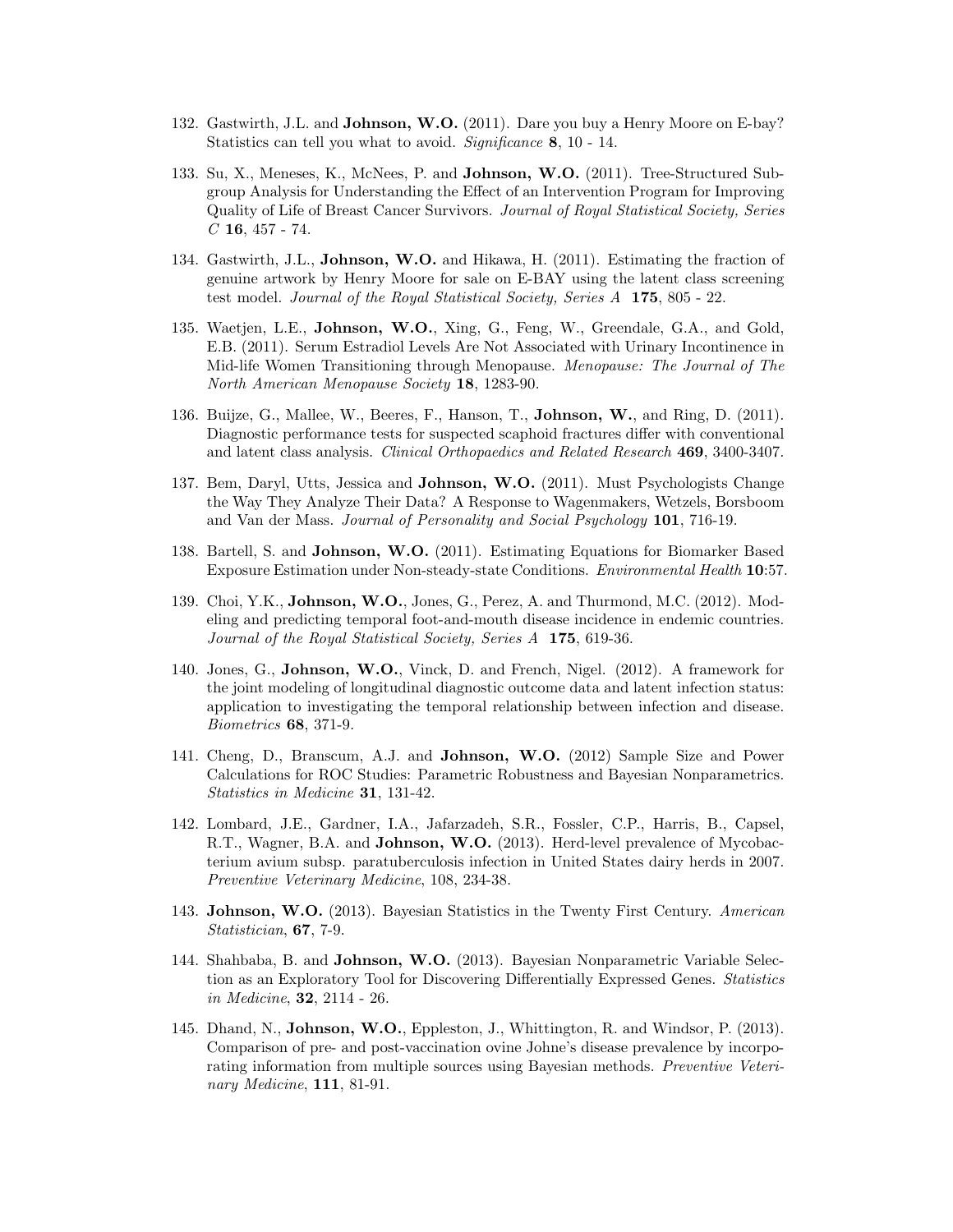132. Gastwirth, J.L. and **Johnson, W.O.** (2011). Dare you buy a Henry Moore on E-bay? Statistics can tell you what to avoid. *Significance* **8**, 10 - 14.

133. Su, X., Meneses, K., McNees, P. and **Johnson, W.O.** (2011). Tree-Structured Subgroup Analysis for Understanding the Effect of an Intervention Program for Improving Quality of Life of Breast Cancer Survivors. *Journal of Royal Statistical Society, Series C* **16**, 457 - 74.

134. Gastwirth, J.L., **Johnson, W.O.** and Hikawa, H. (2011). Estimating the fraction of genuine artwork by Henry Moore for sale on E-BAY using the latent class screening test model. *Journal of the Royal Statistical Society, Series A* **175**, 805 - 22.

135. Waetjen, L.E., **Johnson, W.O.**, Xing, G., Feng, W., Greendale, G.A., and Gold, E.B. (2011). Serum Estradiol Levels Are Not Associated with Urinary Incontinence in Mid-life Women Transitioning through Menopause. *Menopause: The Journal of The North American Menopause Society* **18**, 1283-90.

136. Buijze, G., Mallee, W., Beeres, F., Hanson, T., **Johnson, W.**, and Ring, D. (2011). Diagnostic performance tests for suspected scaphoid fractures differ with conventional and latent class analysis. *Clinical Orthopaedics and Related Research* **469**, 3400-3407.

137. Bem, Daryl, Utts, Jessica and **Johnson, W.O.** (2011). Must Psychologists Change the Way They Analyze Their Data? A Response to Wagenmakers, Wetzels, Borsboom and Van der Mass. *Journal of Personality and Social Psychology* **101**, 716-19.

138. Bartell, S. and **Johnson, W.O.** (2011). Estimating Equations for Biomarker Based Exposure Estimation under Non-steady-state Conditions. *Environmental Health* **10**:57.

139. Choi, Y.K., **Johnson, W.O.**, Jones, G., Perez, A. and Thurmond, M.C. (2012). Modeling and predicting temporal foot-and-mouth disease incidence in endemic countries. *Journal of the Royal Statistical Society, Series A* **175**, 619-36.

140. Jones, G., **Johnson, W.O.**, Vinck, D. and French, Nigel. (2012). A framework for the joint modeling of longitudinal diagnostic outcome data and latent infection status: application to investigating the temporal relationship between infection and disease. *Biometrics* **68**, 371-9.

141. Cheng, D., Branscum, A.J. and **Johnson, W.O.** (2012) Sample Size and Power Calculations for ROC Studies: Parametric Robustness and Bayesian Nonparametrics. *Statistics in Medicine* **31**, 131-42.

142. Lombard, J.E., Gardner, I.A., Jafarzadeh, S.R., Fossler, C.P., Harris, B., Capsel, R.T., Wagner, B.A. and **Johnson, W.O.** (2013). Herd-level prevalence of Mycobacterium avium subsp. paratuberculosis infection in United States dairy herds in 2007. *Preventive Veterinary Medicine*, 108, 234-38.

143. **Johnson, W.O.** (2013). Bayesian Statistics in the Twenty First Century. *American Statistician*, **67**, 7-9.

144. Shahbaba, B. and **Johnson, W.O.** (2013). Bayesian Nonparametric Variable Selection as an Exploratory Tool for Discovering Differentially Expressed Genes. *Statistics in Medicine*, **32**, 2114 - 26.

145. Dhand, N., **Johnson, W.O.**, Eppleston, J., Whittington, R. and Windsor, P. (2013). Comparison of pre- and post-vaccination ovine Johne's disease prevalence by incorporating information from multiple sources using Bayesian methods. *Preventive Veterinary Medicine*, **111**, 81-91.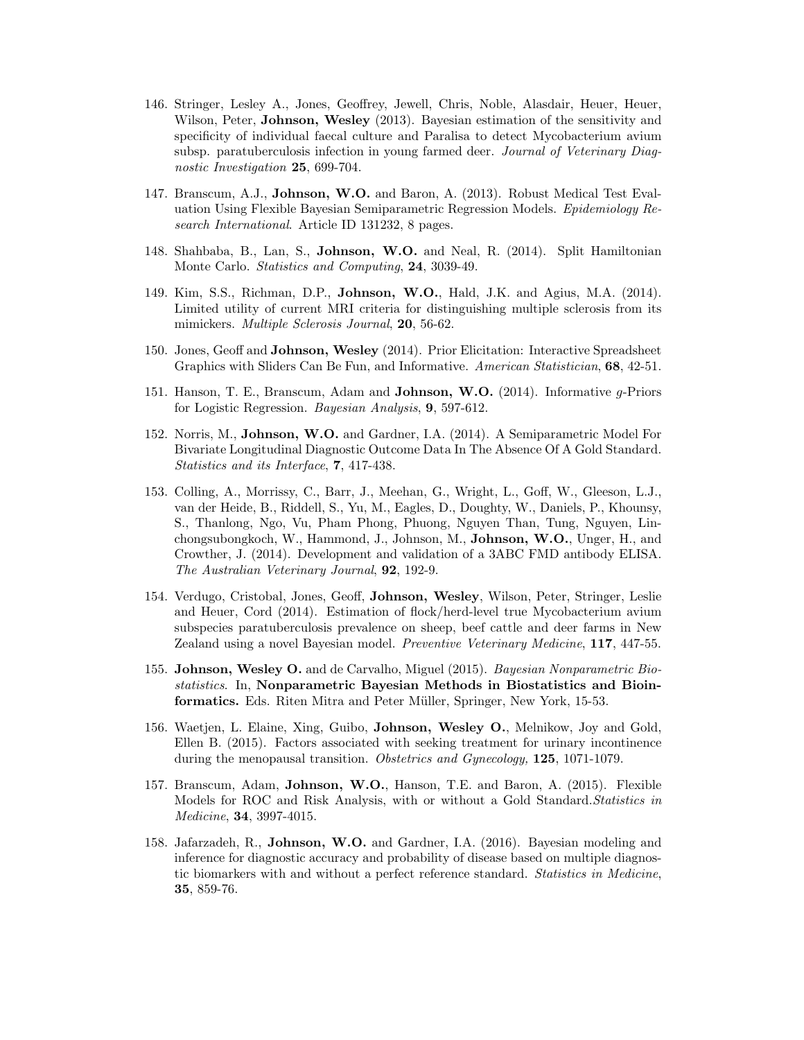146. Stringer, Lesley A., Jones, Geoffrey, Jewell, Chris, Noble, Alasdair, Heuer, Heuer, Wilson, Peter, **Johnson, Wesley** (2013). Bayesian estimation of the sensitivity and specificity of individual faecal culture and Paralisa to detect Mycobacterium avium subsp. paratuberculosis infection in young farmed deer. *Journal of Veterinary Diagnostic Investigation* **25**, 699-704.

147. Branscum, A.J., **Johnson, W.O.** and Baron, A. (2013). Robust Medical Test Evaluation Using Flexible Bayesian Semiparametric Regression Models. *Epidemiology Research International*. Article ID 131232, 8 pages.

148. Shahbaba, B., Lan, S., **Johnson, W.O.** and Neal, R. (2014). Split Hamiltonian Monte Carlo. *Statistics and Computing*, **24**, 3039-49.

149. Kim, S.S., Richman, D.P., **Johnson, W.O.**, Hald, J.K. and Agius, M.A. (2014). Limited utility of current MRI criteria for distinguishing multiple sclerosis from its mimickers. *Multiple Sclerosis Journal*, **20**, 56-62.

150. Jones, Geoff and **Johnson, Wesley** (2014). Prior Elicitation: Interactive Spreadsheet Graphics with Sliders Can Be Fun, and Informative. *American Statistician*, **68**, 42-51.

151. Hanson, T. E., Branscum, Adam and **Johnson, W.O.** (2014). Informative $g$-Priors for Logistic Regression. *Bayesian Analysis*, **9**, 597-612.

152. Norris, M., **Johnson, W.O.** and Gardner, I.A. (2014). A Semiparametric Model For Bivariate Longitudinal Diagnostic Outcome Data In The Absence Of A Gold Standard. *Statistics and its Interface*, **7**, 417-438.

153. Colling, A., Morrissy, C., Barr, J., Meehan, G., Wright, L., Goff, W., Gleeson, L.J., van der Heide, B., Riddell, S., Yu, M., Eagles, D., Doughty, W., Daniels, P., Khounsy, S., Thanlong, Ngo, Vu, Pham Phong, Phuong, Nguyen Than, Tung, Nguyen, Linchongsubongkoch, W., Hammond, J., Johnson, M., **Johnson, W.O.**, Unger, H., and Crowther, J. (2014). Development and validation of a 3ABC FMD antibody ELISA. *The Australian Veterinary Journal*, **92**, 192-9.

154. Verdugo, Cristobal, Jones, Geoff, **Johnson, Wesley**, Wilson, Peter, Stringer, Leslie and Heuer, Cord (2014). Estimation of flock/herd-level true Mycobacterium avium subspecies paratuberculosis prevalence on sheep, beef cattle and deer farms in New Zealand using a novel Bayesian model. *Preventive Veterinary Medicine*, **117**, 447-55.

155. **Johnson, Wesley O.** and de Carvalho, Miguel (2015). *Bayesian Nonparametric Biostatistics*. In, **Nonparametric Bayesian Methods in Biostatistics and Bioinformatics.** Eds. Riten Mitra and Peter Müller, Springer, New York, 15-53.

156. Waetjen, L. Elaine, Xing, Guibo, **Johnson, Wesley O.**, Melnikow, Joy and Gold, Ellen B. (2015). Factors associated with seeking treatment for urinary incontinence during the menopausal transition. *Obstetrics and Gynecology,* **125**, 1071-1079.

157. Branscum, Adam, **Johnson, W.O.**, Hanson, T.E. and Baron, A. (2015). Flexible Models for ROC and Risk Analysis, with or without a Gold Standard.*Statistics in Medicine*, **34**, 3997-4015.

158. Jafarzadeh, R., **Johnson, W.O.** and Gardner, I.A. (2016). Bayesian modeling and inference for diagnostic accuracy and probability of disease based on multiple diagnostic biomarkers with and without a perfect reference standard. *Statistics in Medicine*, **35**, 859-76.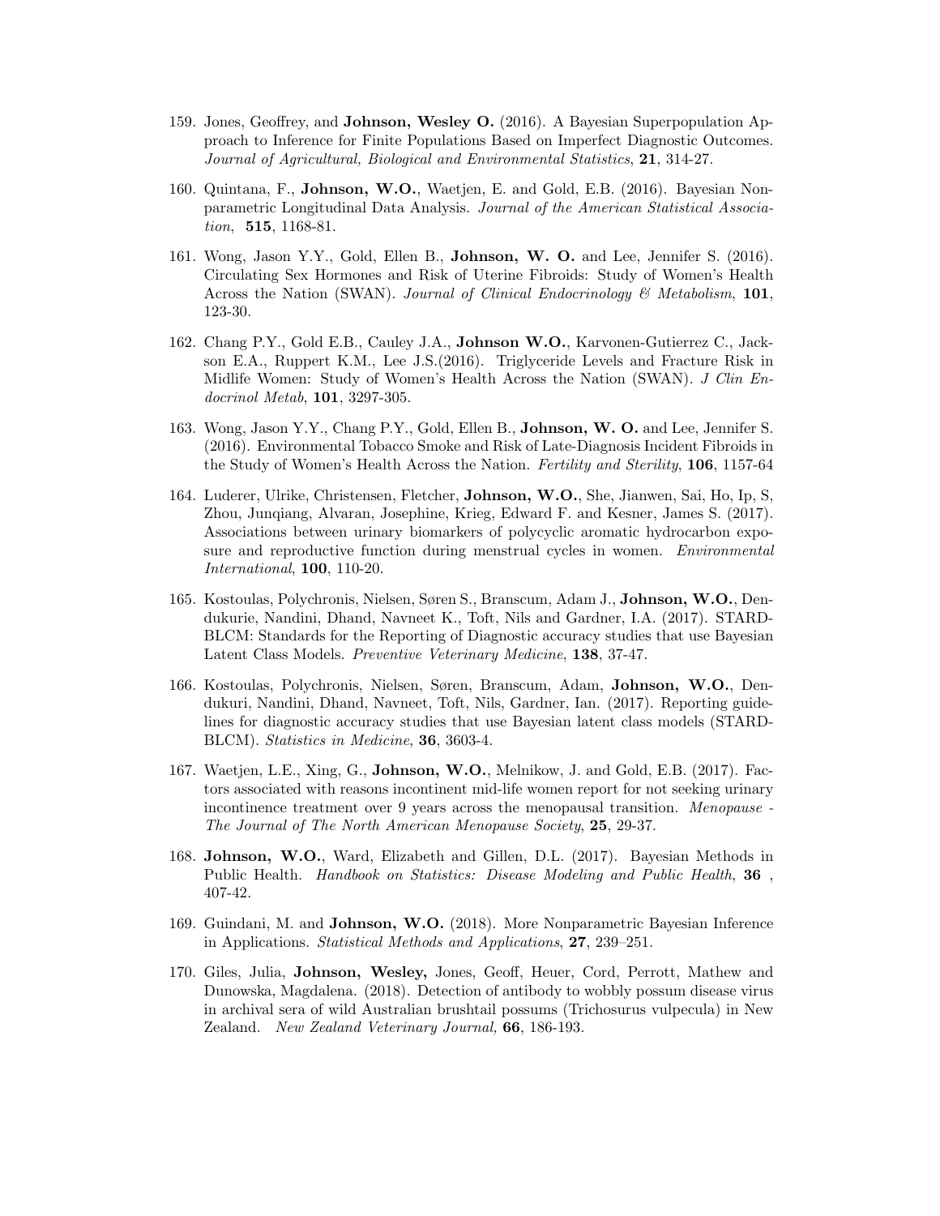159. Jones, Geoffrey, and **Johnson, Wesley O.** (2016). A Bayesian Superpopulation Approach to Inference for Finite Populations Based on Imperfect Diagnostic Outcomes. *Journal of Agricultural, Biological and Environmental Statistics*, **21**, 314-27.

160. Quintana, F., **Johnson, W.O.**, Waetjen, E. and Gold, E.B. (2016). Bayesian Nonparametric Longitudinal Data Analysis. *Journal of the American Statistical Association*, **515**, 1168-81.

161. Wong, Jason Y.Y., Gold, Ellen B., **Johnson, W. O.** and Lee, Jennifer S. (2016). Circulating Sex Hormones and Risk of Uterine Fibroids: Study of Women's Health Across the Nation (SWAN). *Journal of Clinical Endocrinology & Metabolism*, **101**, 123-30.

162. Chang P.Y., Gold E.B., Cauley J.A., **Johnson W.O.**, Karvonen-Gutierrez C., Jackson E.A., Ruppert K.M., Lee J.S.(2016). Triglyceride Levels and Fracture Risk in Midlife Women: Study of Women's Health Across the Nation (SWAN). *J Clin Endocrinol Metab*, **101**, 3297-305.

163. Wong, Jason Y.Y., Chang P.Y., Gold, Ellen B., **Johnson, W. O.** and Lee, Jennifer S. (2016). Environmental Tobacco Smoke and Risk of Late-Diagnosis Incident Fibroids in the Study of Women's Health Across the Nation. *Fertility and Sterility*, **106**, 1157-64

164. Luderer, Ulrike, Christensen, Fletcher, **Johnson, W.O.**, She, Jianwen, Sai, Ho, Ip, S, Zhou, Junqiang, Alvaran, Josephine, Krieg, Edward F. and Kesner, James S. (2017). Associations between urinary biomarkers of polycyclic aromatic hydrocarbon exposure and reproductive function during menstrual cycles in women. *Environmental International*, **100**, 110-20.

165. Kostoulas, Polychronis, Nielsen, Søren S., Branscum, Adam J., **Johnson, W.O.**, Dendukurie, Nandini, Dhand, Navneet K., Toft, Nils and Gardner, I.A. (2017). STARD-BLCM: Standards for the Reporting of Diagnostic accuracy studies that use Bayesian Latent Class Models. *Preventive Veterinary Medicine*, **138**, 37-47.

166. Kostoulas, Polychronis, Nielsen, Søren, Branscum, Adam, **Johnson, W.O.**, Dendukuri, Nandini, Dhand, Navneet, Toft, Nils, Gardner, Ian. (2017). Reporting guidelines for diagnostic accuracy studies that use Bayesian latent class models (STARD-BLCM). *Statistics in Medicine*, **36**, 3603-4.

167. Waetjen, L.E., Xing, G., **Johnson, W.O.**, Melnikow, J. and Gold, E.B. (2017). Factors associated with reasons incontinent mid-life women report for not seeking urinary incontinence treatment over 9 years across the menopausal transition. *Menopause - The Journal of The North American Menopause Society*, **25**, 29-37.

168. **Johnson, W.O.**, Ward, Elizabeth and Gillen, D.L. (2017). Bayesian Methods in Public Health. *Handbook on Statistics: Disease Modeling and Public Health*, **36** , 407-42.

169. Guindani, M. and **Johnson, W.O** (2018). More Nonparametric Bayesian Inference in Applications. *Statistical Methods and Applications*, **27**, 239–251.

170. Giles, Julia, **Johnson, Wesley,** Jones, Geoff, Heuer, Cord, Perrott, Mathew and Dunowska, Magdalena. (2018). Detection of antibody to wobbly possum disease virus in archival sera of wild Australian brushtail possums (Trichosurus vulpecula) in New Zealand. *New Zealand Veterinary Journal,* **66**, 186-193.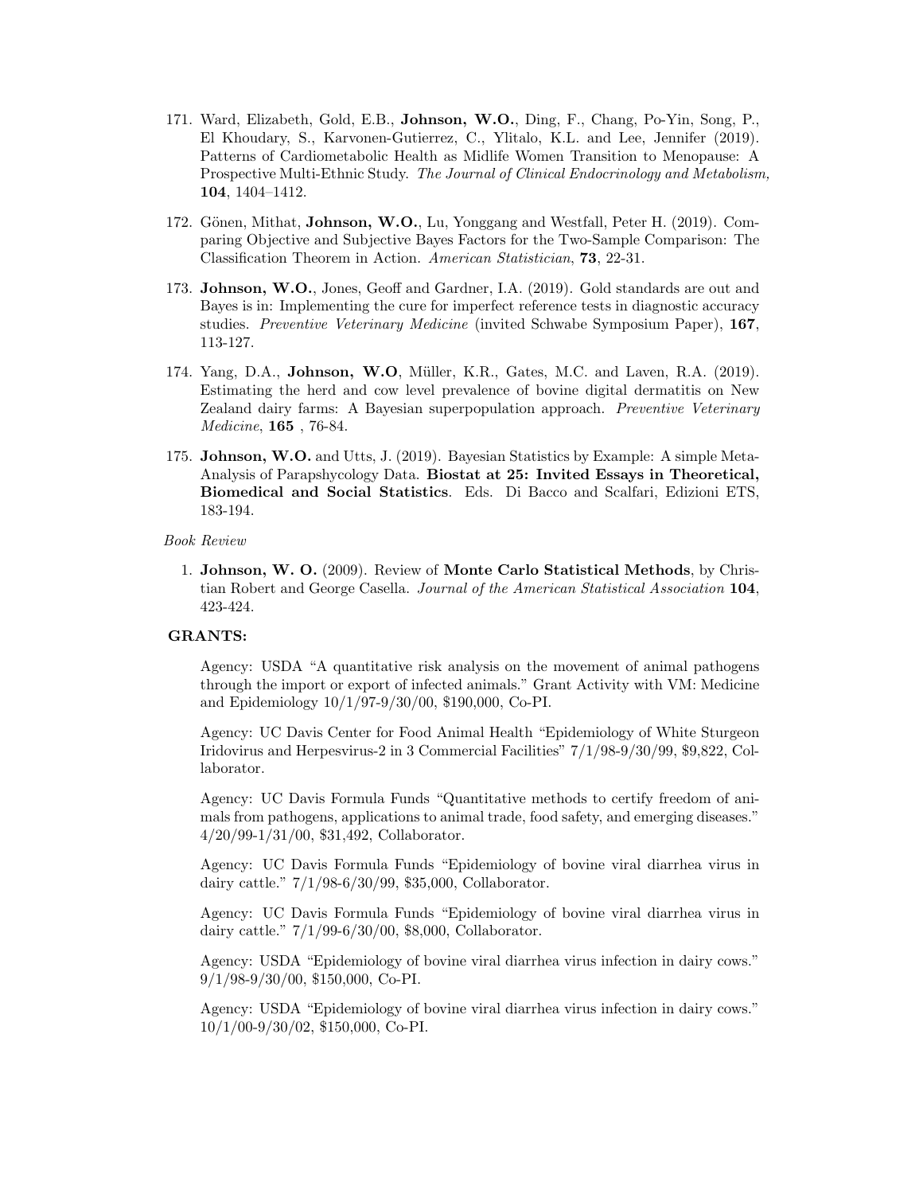171. Ward, Elizabeth, Gold, E.B., **Johnson, W.O.**, Ding, F., Chang, Po-Yin, Song, P., El Khoudary, S., Karvonen-Gutierrez, C., Ylitalo, K.L. and Lee, Jennifer (2019). Patterns of Cardiometabolic Health as Midlife Women Transition to Menopause: A Prospective Multi-Ethnic Study. *The Journal of Clinical Endocrinology and Metabolism,* **104**, 1404–1412.

172. Gönen, Mithat, **Johnson, W.O.**, Lu, Yonggang and Westfall, Peter H. (2019). Comparing Objective and Subjective Bayes Factors for the Two-Sample Comparison: The Classification Theorem in Action. *American Statistician*, **73**, 22-31.

173. **Johnson, W.O.**, Jones, Geoff and Gardner, I.A. (2019). Gold standards are out and Bayes is in: Implementing the cure for imperfect reference tests in diagnostic accuracy studies. *Preventive Veterinary Medicine* (invited Schwabe Symposium Paper), **167**, 113-127.

174. Yang, D.A., **Johnson, W.O**, Müller, K.R., Gates, M.C. and Laven, R.A. (2019). Estimating the herd and cow level prevalence of bovine digital dermatitis on New Zealand dairy farms: A Bayesian superpopulation approach. *Preventive Veterinary Medicine*, **165** , 76-84.

175. **Johnson, W.O.** and Utts, J. (2019). Bayesian Statistics by Example: A simple Meta-Analysis of Parapshycology Data. **Biostat at 25: Invited Essays in Theoretical, Biomedical and Social Statistics**. Eds. Di Bacco and Scalfari, Edizioni ETS, 183-194.

*Book Review*

1. **Johnson, W. O.** (2009). Review of **Monte Carlo Statistical Methods**, by Christian Robert and George Casella. *Journal of the American Statistical Association* **104**, 423-424.

## GRANTS:

Agency: USDA "A quantitative risk analysis on the movement of animal pathogens through the import or export of infected animals." Grant Activity with VM: Medicine and Epidemiology 10/1/97-9/30/00, $190,000, Co-PI.

Agency: UC Davis Center for Food Animal Health "Epidemiology of White Sturgeon Iridovirus and Herpesvirus-2 in 3 Commercial Facilities" 7/1/98-9/30/99, $9,822, Collaborator.

Agency: UC Davis Formula Funds "Quantitative methods to certify freedom of animals from pathogens, applications to animal trade, food safety, and emerging diseases." 4/20/99-1/31/00, $31,492, Collaborator.

Agency: UC Davis Formula Funds "Epidemiology of bovine viral diarrhea virus in dairy cattle." 7/1/98-6/30/99, $35,000, Collaborator.

Agency: UC Davis Formula Funds "Epidemiology of bovine viral diarrhea virus in dairy cattle." 7/1/99-6/30/00, $8,000, Collaborator.

Agency: USDA "Epidemiology of bovine viral diarrhea virus infection in dairy cows." 9/1/98-9/30/00, $150,000, Co-PI.

Agency: USDA "Epidemiology of bovine viral diarrhea virus infection in dairy cows." 10/1/00-9/30/02, $150,000, Co-PI.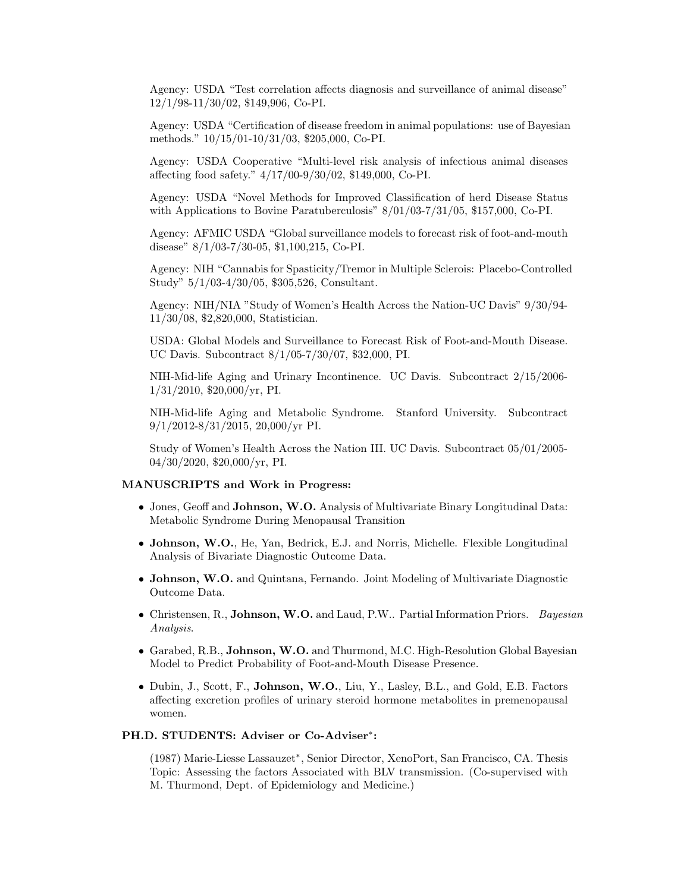Agency: USDA "Test correlation affects diagnosis and surveillance of animal disease" 12/1/98-11/30/02, $149,906, Co-PI.

Agency: USDA "Certification of disease freedom in animal populations: use of Bayesian methods." 10/15/01-10/31/03, $205,000, Co-PI.

Agency: USDA Cooperative "Multi-level risk analysis of infectious animal diseases affecting food safety." 4/17/00-9/30/02, $149,000, Co-PI.

Agency: USDA "Novel Methods for Improved Classification of herd Disease Status with Applications to Bovine Paratuberculosis" 8/01/03-7/31/05, $157,000, Co-PI.

Agency: AFMIC USDA "Global surveillance models to forecast risk of foot-and-mouth disease" 8/1/03-7/30-05, $1,100,215, Co-PI.

Agency: NIH "Cannabis for Spasticity/Tremor in Multiple Sclerois: Placebo-Controlled Study" 5/1/03-4/30/05, $305,526, Consultant.

Agency: NIH/NIA "Study of Women's Health Across the Nation-UC Davis" 9/30/94-11/30/08, $2,820,000, Statistician.

USDA: Global Models and Surveillance to Forecast Risk of Foot-and-Mouth Disease. UC Davis. Subcontract 8/1/05-7/30/07, $32,000, PI.

NIH-Mid-life Aging and Urinary Incontinence. UC Davis. Subcontract 2/15/2006-1/31/2010, $20,000/yr, PI.

NIH-Mid-life Aging and Metabolic Syndrome. Stanford University. Subcontract 9/1/2012-8/31/2015, 20,000/yr PI.

Study of Women's Health Across the Nation III. UC Davis. Subcontract 05/01/2005-04/30/2020, $20,000/yr, PI.

### MANUSCRIPTS and Work in Progress:

- Jones, Geoff and **Johnson, W.O.** Analysis of Multivariate Binary Longitudinal Data: Metabolic Syndrome During Menopausal Transition
- **Johnson, W.O.**, He, Yan, Bedrick, E.J. and Norris, Michelle. Flexible Longitudinal Analysis of Bivariate Diagnostic Outcome Data.
- **Johnson, W.O.** and Quintana, Fernando. Joint Modeling of Multivariate Diagnostic Outcome Data.
- Christensen, R., **Johnson, W.O.** and Laud, P.W.. Partial Information Priors. *Bayesian Analysis*.
- Garabed, R.B., **Johnson, W.O.** and Thurmond, M.C. High-Resolution Global Bayesian Model to Predict Probability of Foot-and-Mouth Disease Presence.
- Dubin, J., Scott, F., **Johnson, W.O.**, Liu, Y., Lasley, B.L., and Gold, E.B. Factors affecting excretion profiles of urinary steroid hormone metabolites in premenopausal women.

### PH.D. STUDENTS: Adviser or Co-Adviser*:

(1987) Marie-Liesse Lassauzet*, Senior Director, XenoPort, San Francisco, CA. Thesis Topic: Assessing the factors Associated with BLV transmission. (Co-supervised with M. Thurmond, Dept. of Epidemiology and Medicine.)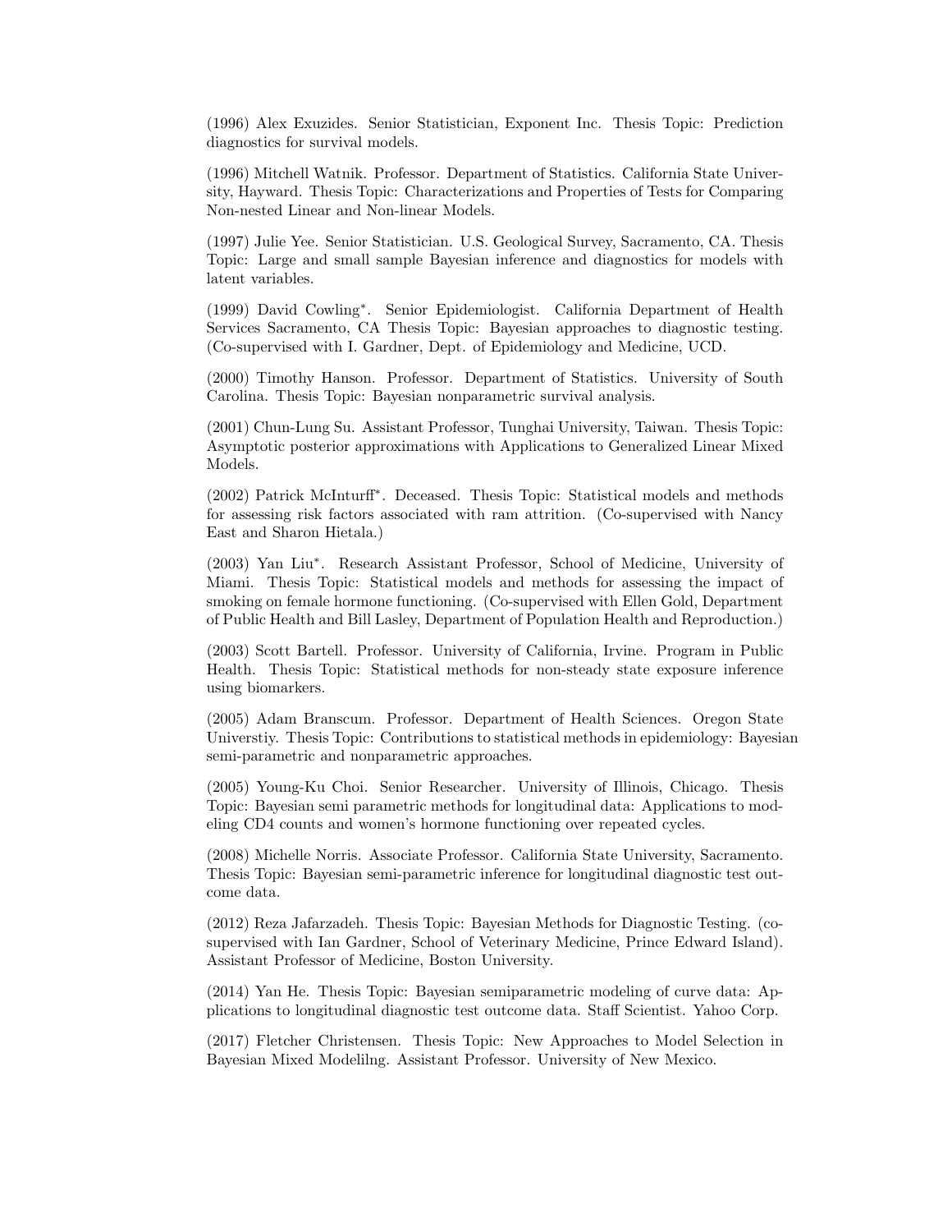(1996) Alex Exuzides. Senior Statistician, Exponent Inc. Thesis Topic: Prediction diagnostics for survival models.

(1996) Mitchell Watnik. Professor. Department of Statistics. California State University, Hayward. Thesis Topic: Characterizations and Properties of Tests for Comparing Non-nested Linear and Non-linear Models.

(1997) Julie Yee. Senior Statistician. U.S. Geological Survey, Sacramento, CA. Thesis Topic: Large and small sample Bayesian inference and diagnostics for models with latent variables.

(1999) David Cowling*. Senior Epidemiologist. California Department of Health Services Sacramento, CA Thesis Topic: Bayesian approaches to diagnostic testing. (Co-supervised with I. Gardner, Dept. of Epidemiology and Medicine, UCD.

(2000) Timothy Hanson. Professor. Department of Statistics. University of South Carolina. Thesis Topic: Bayesian nonparametric survival analysis.

(2001) Chun-Lung Su. Assistant Professor, Tunghai University, Taiwan. Thesis Topic: Asymptotic posterior approximations with Applications to Generalized Linear Mixed Models.

(2002) Patrick McInturff*. Deceased. Thesis Topic: Statistical models and methods for assessing risk factors associated with ram attrition. (Co-supervised with Nancy East and Sharon Hietala.)

(2003) Yan Liu*. Research Assistant Professor, School of Medicine, University of Miami. Thesis Topic: Statistical models and methods for assessing the impact of smoking on female hormone functioning. (Co-supervised with Ellen Gold, Department of Public Health and Bill Lasley, Department of Population Health and Reproduction.)

(2003) Scott Bartell. Professor. University of California, Irvine. Program in Public Health. Thesis Topic: Statistical methods for non-steady state exposure inference using biomarkers.

(2005) Adam Branscum. Professor. Department of Health Sciences. Oregon State Universtiy. Thesis Topic: Contributions to statistical methods in epidemiology: Bayesian semi-parametric and nonparametric approaches.

(2005) Young-Ku Choi. Senior Researcher. University of Illinois, Chicago. Thesis Topic: Bayesian semi parametric methods for longitudinal data: Applications to modeling CD4 counts and women's hormone functioning over repeated cycles.

(2008) Michelle Norris. Associate Professor. California State University, Sacramento. Thesis Topic: Bayesian semi-parametric inference for longitudinal diagnostic test outcome data.

(2012) Reza Jafarzadeh. Thesis Topic: Bayesian Methods for Diagnostic Testing. (co-supervised with Ian Gardner, School of Veterinary Medicine, Prince Edward Island). Assistant Professor of Medicine, Boston University.

(2014) Yan He. Thesis Topic: Bayesian semiparametric modeling of curve data: Applications to longitudinal diagnostic test outcome data. Staff Scientist. Yahoo Corp.

(2017) Fletcher Christensen. Thesis Topic: New Approaches to Model Selection in Bayesian Mixed Modelilng. Assistant Professor. University of New Mexico.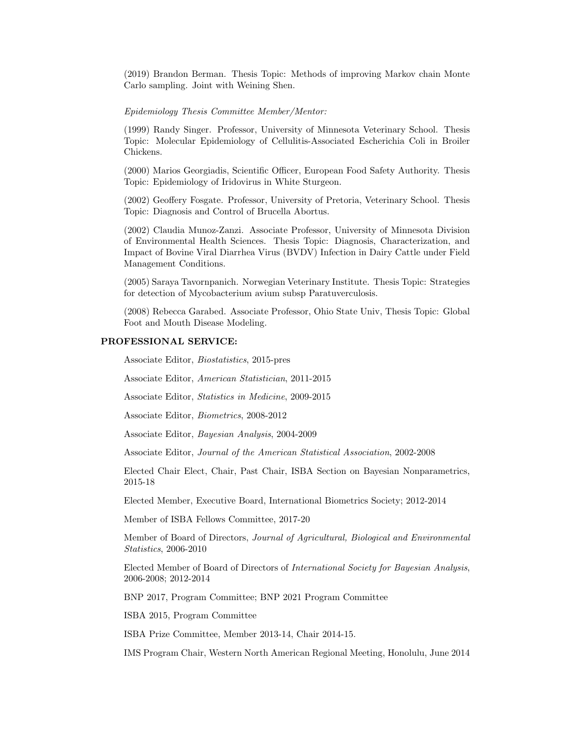(2019) Brandon Berman. Thesis Topic: Methods of improving Markov chain Monte Carlo sampling. Joint with Weining Shen.

*Epidemiology Thesis Committee Member/Mentor:*

(1999) Randy Singer. Professor, University of Minnesota Veterinary School. Thesis Topic: Molecular Epidemiology of Cellulitis-Associated Escherichia Coli in Broiler Chickens.

(2000) Marios Georgiadis, Scientific Officer, European Food Safety Authority. Thesis Topic: Epidemiology of Iridovirus in White Sturgeon.

(2002) Geoffery Fosgate. Professor, University of Pretoria, Veterinary School. Thesis Topic: Diagnosis and Control of Brucella Abortus.

(2002) Claudia Munoz-Zanzi. Associate Professor, University of Minnesota Division of Environmental Health Sciences. Thesis Topic: Diagnosis, Characterization, and Impact of Bovine Viral Diarrhea Virus (BVDV) Infection in Dairy Cattle under Field Management Conditions.

(2005) Saraya Tavornpanich. Norwegian Veterinary Institute. Thesis Topic: Strategies for detection of Mycobacterium avium subsp Paratuverculosis.

(2008) Rebecca Garabed. Associate Professor, Ohio State Univ, Thesis Topic: Global Foot and Mouth Disease Modeling.

**PROFESSIONAL SERVICE:**

Associate Editor, *Biostatistics*, 2015-pres

Associate Editor, *American Statistician*, 2011-2015

Associate Editor, *Statistics in Medicine*, 2009-2015

Associate Editor, *Biometrics*, 2008-2012

Associate Editor, *Bayesian Analysis*, 2004-2009

Associate Editor, *Journal of the American Statistical Association*, 2002-2008

Elected Chair Elect, Chair, Past Chair, ISBA Section on Bayesian Nonparametrics, 2015-18

Elected Member, Executive Board, International Biometrics Society; 2012-2014

Member of ISBA Fellows Committee, 2017-20

Member of Board of Directors, *Journal of Agricultural, Biological and Environmental Statistics*, 2006-2010

Elected Member of Board of Directors of *International Society for Bayesian Analysis*, 2006-2008; 2012-2014

BNP 2017, Program Committee; BNP 2021 Program Committee

ISBA 2015, Program Committee

ISBA Prize Committee, Member 2013-14, Chair 2014-15.

IMS Program Chair, Western North American Regional Meeting, Honolulu, June 2014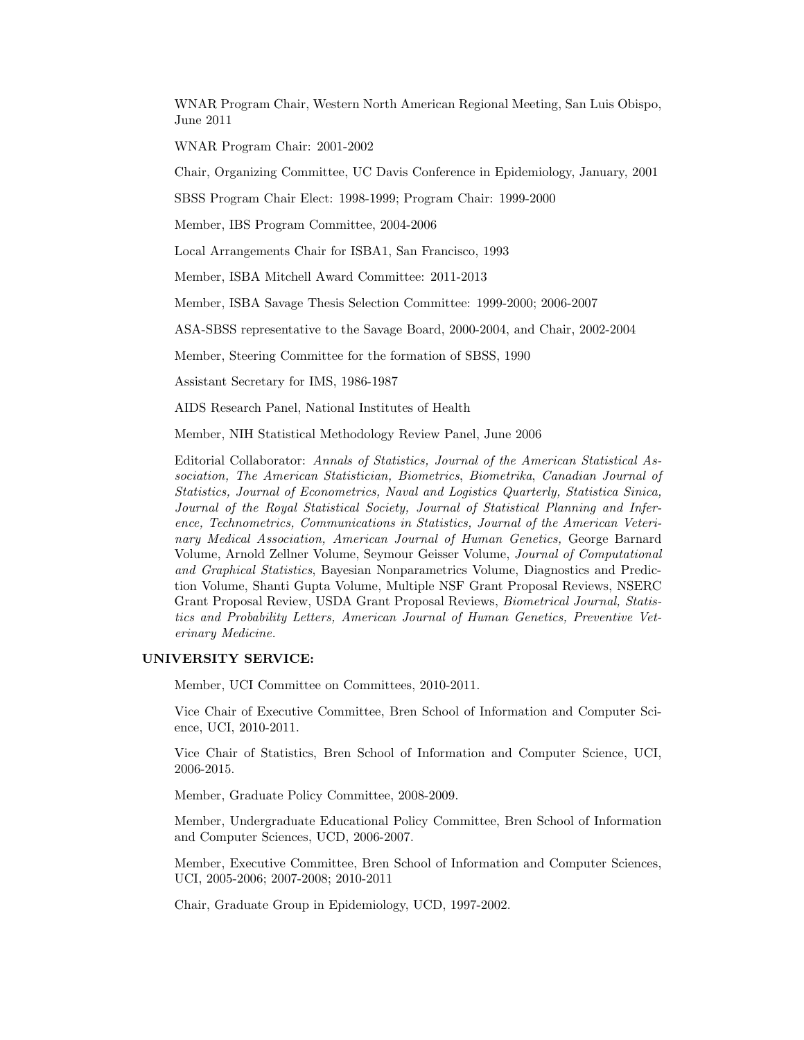WNAR Program Chair, Western North American Regional Meeting, San Luis Obispo, June 2011

WNAR Program Chair: 2001-2002

Chair, Organizing Committee, UC Davis Conference in Epidemiology, January, 2001

SBSS Program Chair Elect: 1998-1999; Program Chair: 1999-2000

Member, IBS Program Committee, 2004-2006

Local Arrangements Chair for ISBA1, San Francisco, 1993

Member, ISBA Mitchell Award Committee: 2011-2013

Member, ISBA Savage Thesis Selection Committee: 1999-2000; 2006-2007

ASA-SBSS representative to the Savage Board, 2000-2004, and Chair, 2002-2004

Member, Steering Committee for the formation of SBSS, 1990

Assistant Secretary for IMS, 1986-1987

AIDS Research Panel, National Institutes of Health

Member, NIH Statistical Methodology Review Panel, June 2006

Editorial Collaborator: *Annals of Statistics, Journal of the American Statistical Association, The American Statistician, Biometrics*, *Biometrika*, *Canadian Journal of Statistics, Journal of Econometrics, Naval and Logistics Quarterly, Statistica Sinica, Journal of the Royal Statistical Society, Journal of Statistical Planning and Inference, Technometrics, Communications in Statistics, Journal of the American Veterinary Medical Association, American Journal of Human Genetics,* George Barnard Volume, Arnold Zellner Volume, Seymour Geisser Volume, *Journal of Computational and Graphical Statistics*, Bayesian Nonparametrics Volume, Diagnostics and Prediction Volume, Shanti Gupta Volume, Multiple NSF Grant Proposal Reviews, NSERC Grant Proposal Review, USDA Grant Proposal Reviews, *Biometrical Journal, Statistics and Probability Letters, American Journal of Human Genetics, Preventive Veterinary Medicine.*

**UNIVERSITY SERVICE:**

Member, UCI Committee on Committees, 2010-2011.

Vice Chair of Executive Committee, Bren School of Information and Computer Science, UCI, 2010-2011.

Vice Chair of Statistics, Bren School of Information and Computer Science, UCI, 2006-2015.

Member, Graduate Policy Committee, 2008-2009.

Member, Undergraduate Educational Policy Committee, Bren School of Information and Computer Sciences, UCD, 2006-2007.

Member, Executive Committee, Bren School of Information and Computer Sciences, UCI, 2005-2006; 2007-2008; 2010-2011

Chair, Graduate Group in Epidemiology, UCD, 1997-2002.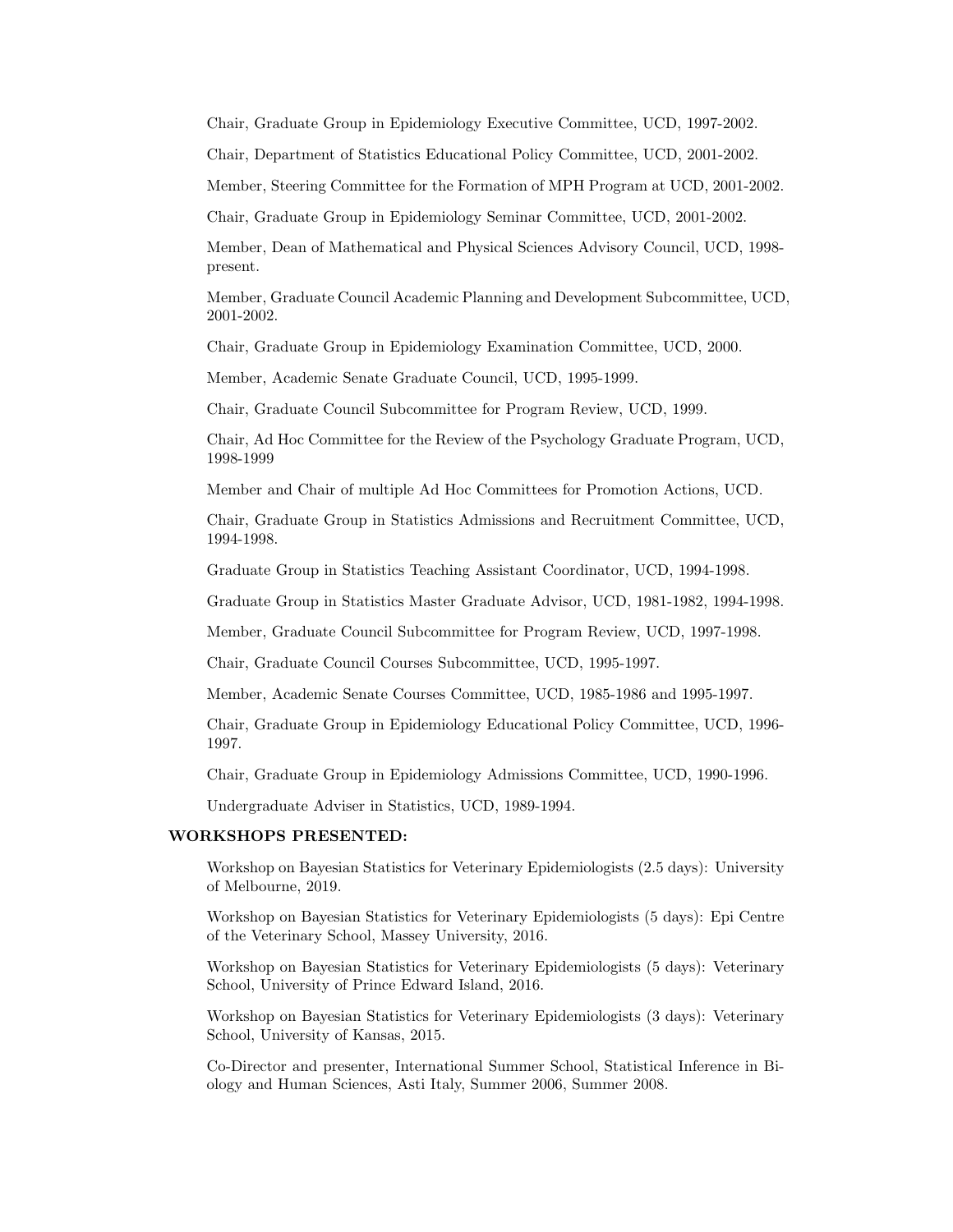Chair, Graduate Group in Epidemiology Executive Committee, UCD, 1997-2002.

Chair, Department of Statistics Educational Policy Committee, UCD, 2001-2002.

Member, Steering Committee for the Formation of MPH Program at UCD, 2001-2002.

Chair, Graduate Group in Epidemiology Seminar Committee, UCD, 2001-2002.

Member, Dean of Mathematical and Physical Sciences Advisory Council, UCD, 1998-present.

Member, Graduate Council Academic Planning and Development Subcommittee, UCD, 2001-2002.

Chair, Graduate Group in Epidemiology Examination Committee, UCD, 2000.

Member, Academic Senate Graduate Council, UCD, 1995-1999.

Chair, Graduate Council Subcommittee for Program Review, UCD, 1999.

Chair, Ad Hoc Committee for the Review of the Psychology Graduate Program, UCD, 1998-1999

Member and Chair of multiple Ad Hoc Committees for Promotion Actions, UCD.

Chair, Graduate Group in Statistics Admissions and Recruitment Committee, UCD, 1994-1998.

Graduate Group in Statistics Teaching Assistant Coordinator, UCD, 1994-1998.

Graduate Group in Statistics Master Graduate Advisor, UCD, 1981-1982, 1994-1998.

Member, Graduate Council Subcommittee for Program Review, UCD, 1997-1998.

Chair, Graduate Council Courses Subcommittee, UCD, 1995-1997.

Member, Academic Senate Courses Committee, UCD, 1985-1986 and 1995-1997.

Chair, Graduate Group in Epidemiology Educational Policy Committee, UCD, 1996-1997.

Chair, Graduate Group in Epidemiology Admissions Committee, UCD, 1990-1996.

Undergraduate Adviser in Statistics, UCD, 1989-1994.

**WORKSHOPS PRESENTED:**

Workshop on Bayesian Statistics for Veterinary Epidemiologists (2.5 days): University of Melbourne, 2019.

Workshop on Bayesian Statistics for Veterinary Epidemiologists (5 days): Epi Centre of the Veterinary School, Massey University, 2016.

Workshop on Bayesian Statistics for Veterinary Epidemiologists (5 days): Veterinary School, University of Prince Edward Island, 2016.

Workshop on Bayesian Statistics for Veterinary Epidemiologists (3 days): Veterinary School, University of Kansas, 2015.

Co-Director and presenter, International Summer School, Statistical Inference in Biology and Human Sciences, Asti Italy, Summer 2006, Summer 2008.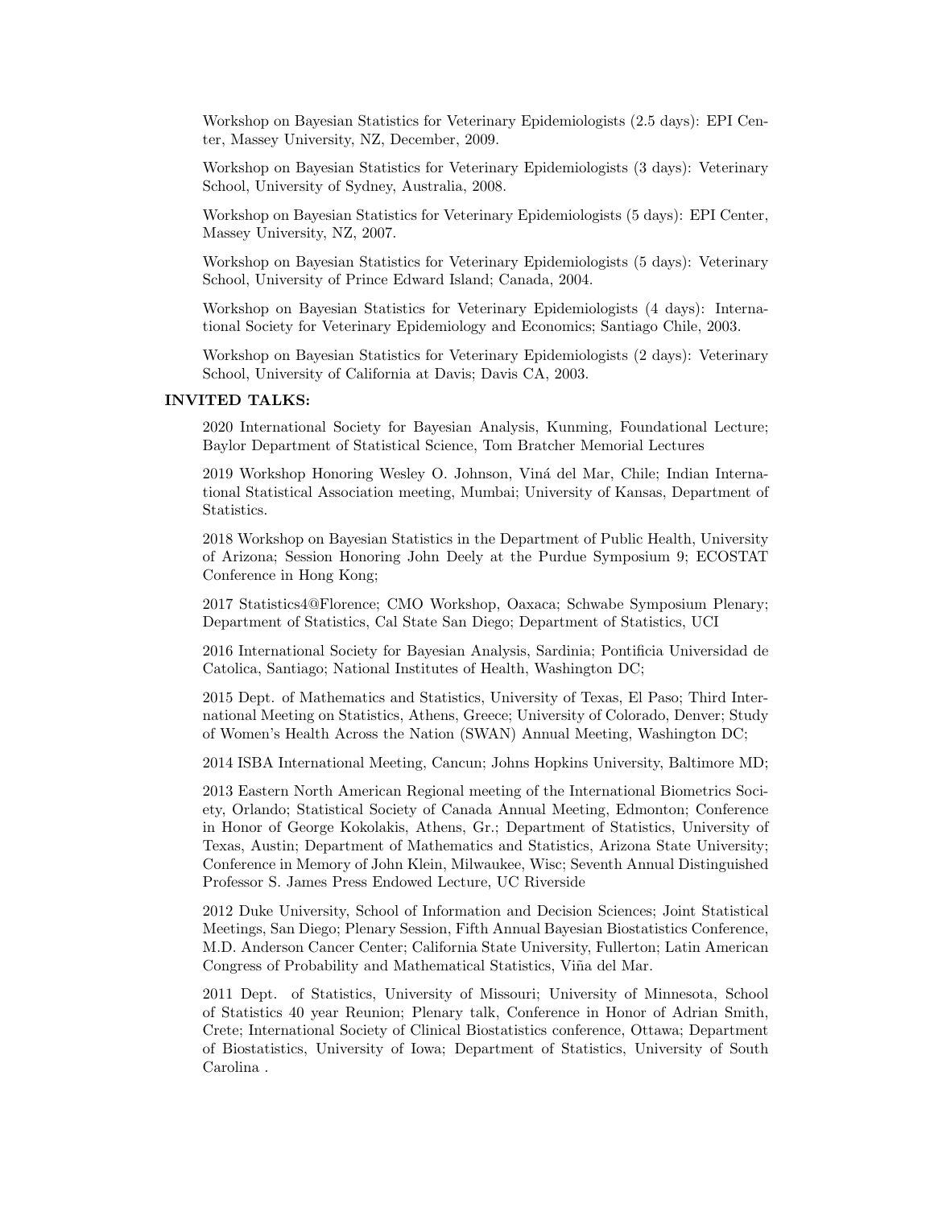Workshop on Bayesian Statistics for Veterinary Epidemiologists (2.5 days): EPI Center, Massey University, NZ, December, 2009.

Workshop on Bayesian Statistics for Veterinary Epidemiologists (3 days): Veterinary School, University of Sydney, Australia, 2008.

Workshop on Bayesian Statistics for Veterinary Epidemiologists (5 days): EPI Center, Massey University, NZ, 2007.

Workshop on Bayesian Statistics for Veterinary Epidemiologists (5 days): Veterinary School, University of Prince Edward Island; Canada, 2004.

Workshop on Bayesian Statistics for Veterinary Epidemiologists (4 days): International Society for Veterinary Epidemiology and Economics; Santiago Chile, 2003.

Workshop on Bayesian Statistics for Veterinary Epidemiologists (2 days): Veterinary School, University of California at Davis; Davis CA, 2003.

**INVITED TALKS:**

2020 International Society for Bayesian Analysis, Kunming, Foundational Lecture; Baylor Department of Statistical Science, Tom Bratcher Memorial Lectures

2019 Workshop Honoring Wesley O. Johnson, Viná del Mar, Chile; Indian International Statistical Association meeting, Mumbai; University of Kansas, Department of Statistics.

2018 Workshop on Bayesian Statistics in the Department of Public Health, University of Arizona; Session Honoring John Deely at the Purdue Symposium 9; ECOSTAT Conference in Hong Kong;

2017 Statistics4@Florence; CMO Workshop, Oaxaca; Schwabe Symposium Plenary; Department of Statistics, Cal State San Diego; Department of Statistics, UCI

2016 International Society for Bayesian Analysis, Sardinia; Pontificia Universidad de Catolica, Santiago; National Institutes of Health, Washington DC;

2015 Dept. of Mathematics and Statistics, University of Texas, El Paso; Third International Meeting on Statistics, Athens, Greece; University of Colorado, Denver; Study of Women's Health Across the Nation (SWAN) Annual Meeting, Washington DC;

2014 ISBA International Meeting, Cancun; Johns Hopkins University, Baltimore MD;

2013 Eastern North American Regional meeting of the International Biometrics Society, Orlando; Statistical Society of Canada Annual Meeting, Edmonton; Conference in Honor of George Kokolakis, Athens, Gr.; Department of Statistics, University of Texas, Austin; Department of Mathematics and Statistics, Arizona State University; Conference in Memory of John Klein, Milwaukee, Wisc; Seventh Annual Distinguished Professor S. James Press Endowed Lecture, UC Riverside

2012 Duke University, School of Information and Decision Sciences; Joint Statistical Meetings, San Diego; Plenary Session, Fifth Annual Bayesian Biostatistics Conference, M.D. Anderson Cancer Center; California State University, Fullerton; Latin American Congress of Probability and Mathematical Statistics, Viña del Mar.

2011 Dept. of Statistics, University of Missouri; University of Minnesota, School of Statistics 40 year Reunion; Plenary talk, Conference in Honor of Adrian Smith, Crete; International Society of Clinical Biostatistics conference, Ottawa; Department of Biostatistics, University of Iowa; Department of Statistics, University of South Carolina .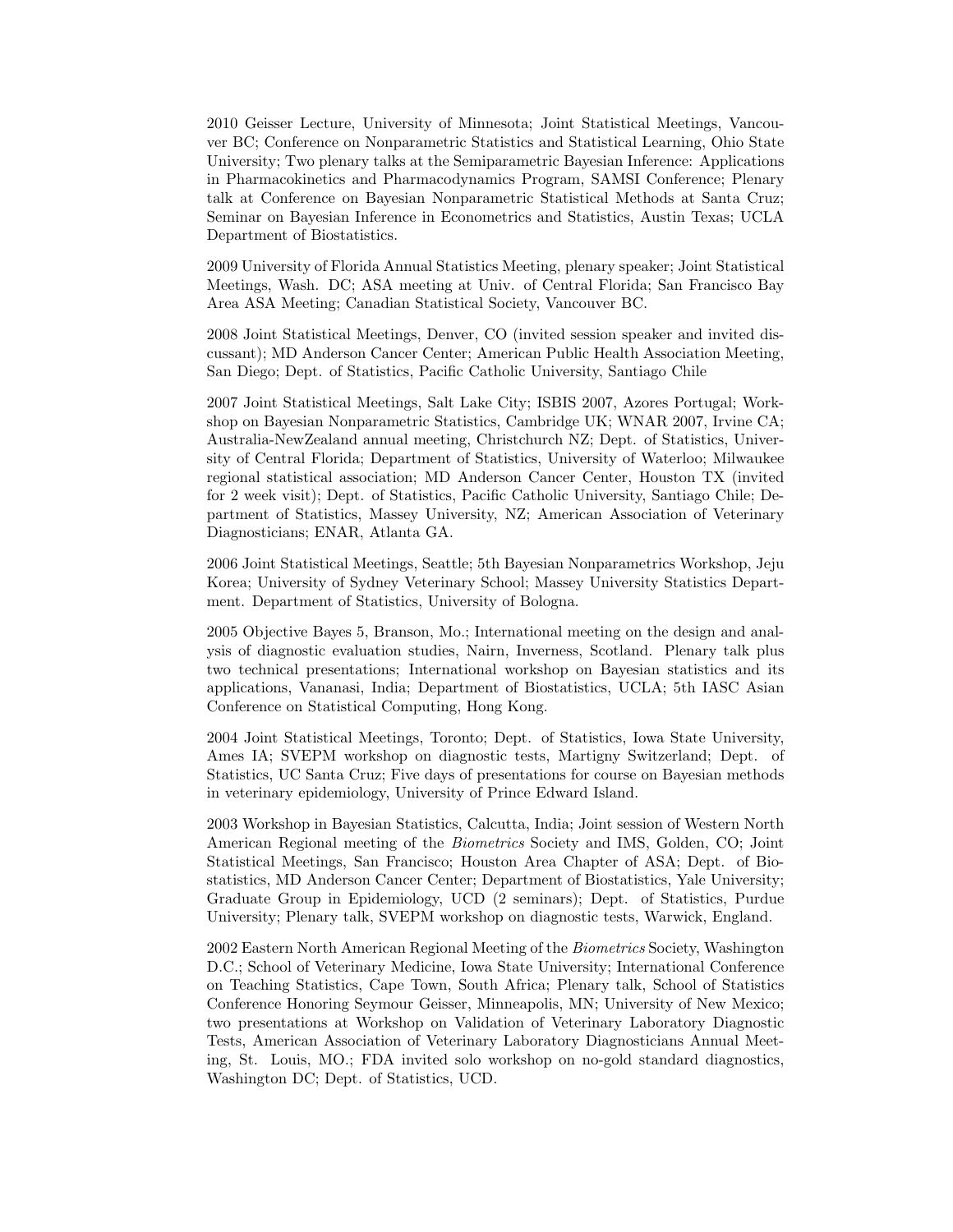2010 Geisser Lecture, University of Minnesota; Joint Statistical Meetings, Vancouver BC; Conference on Nonparametric Statistics and Statistical Learning, Ohio State University; Two plenary talks at the Semiparametric Bayesian Inference: Applications in Pharmacokinetics and Pharmacodynamics Program, SAMSI Conference; Plenary talk at Conference on Bayesian Nonparametric Statistical Methods at Santa Cruz; Seminar on Bayesian Inference in Econometrics and Statistics, Austin Texas; UCLA Department of Biostatistics.

2009 University of Florida Annual Statistics Meeting, plenary speaker; Joint Statistical Meetings, Wash. DC; ASA meeting at Univ. of Central Florida; San Francisco Bay Area ASA Meeting; Canadian Statistical Society, Vancouver BC.

2008 Joint Statistical Meetings, Denver, CO (invited session speaker and invited discussant); MD Anderson Cancer Center; American Public Health Association Meeting, San Diego; Dept. of Statistics, Pacific Catholic University, Santiago Chile

2007 Joint Statistical Meetings, Salt Lake City; ISBIS 2007, Azores Portugal; Workshop on Bayesian Nonparametric Statistics, Cambridge UK; WNAR 2007, Irvine CA; Australia-NewZealand annual meeting, Christchurch NZ; Dept. of Statistics, University of Central Florida; Department of Statistics, University of Waterloo; Milwaukee regional statistical association; MD Anderson Cancer Center, Houston TX (invited for 2 week visit); Dept. of Statistics, Pacific Catholic University, Santiago Chile; Department of Statistics, Massey University, NZ; American Association of Veterinary Diagnosticians; ENAR, Atlanta GA.

2006 Joint Statistical Meetings, Seattle; 5th Bayesian Nonparametrics Workshop, Jeju Korea; University of Sydney Veterinary School; Massey University Statistics Department. Department of Statistics, University of Bologna.

2005 Objective Bayes 5, Branson, Mo.; International meeting on the design and analysis of diagnostic evaluation studies, Nairn, Inverness, Scotland. Plenary talk plus two technical presentations; International workshop on Bayesian statistics and its applications, Vananasi, India; Department of Biostatistics, UCLA; 5th IASC Asian Conference on Statistical Computing, Hong Kong.

2004 Joint Statistical Meetings, Toronto; Dept. of Statistics, Iowa State University, Ames IA; SVEPM workshop on diagnostic tests, Martigny Switzerland; Dept. of Statistics, UC Santa Cruz; Five days of presentations for course on Bayesian methods in veterinary epidemiology, University of Prince Edward Island.

2003 Workshop in Bayesian Statistics, Calcutta, India; Joint session of Western North American Regional meeting of the *Biometrics* Society and IMS, Golden, CO; Joint Statistical Meetings, San Francisco; Houston Area Chapter of ASA; Dept. of Biostatistics, MD Anderson Cancer Center; Department of Biostatistics, Yale University; Graduate Group in Epidemiology, UCD (2 seminars); Dept. of Statistics, Purdue University; Plenary talk, SVEPM workshop on diagnostic tests, Warwick, England.

2002 Eastern North American Regional Meeting of the *Biometrics* Society, Washington D.C.; School of Veterinary Medicine, Iowa State University; International Conference on Teaching Statistics, Cape Town, South Africa; Plenary talk, School of Statistics Conference Honoring Seymour Geisser, Minneapolis, MN; University of New Mexico; two presentations at Workshop on Validation of Veterinary Laboratory Diagnostic Tests, American Association of Veterinary Laboratory Diagnosticians Annual Meeting, St. Louis, MO.; FDA invited solo workshop on no-gold standard diagnostics, Washington DC; Dept. of Statistics, UCD.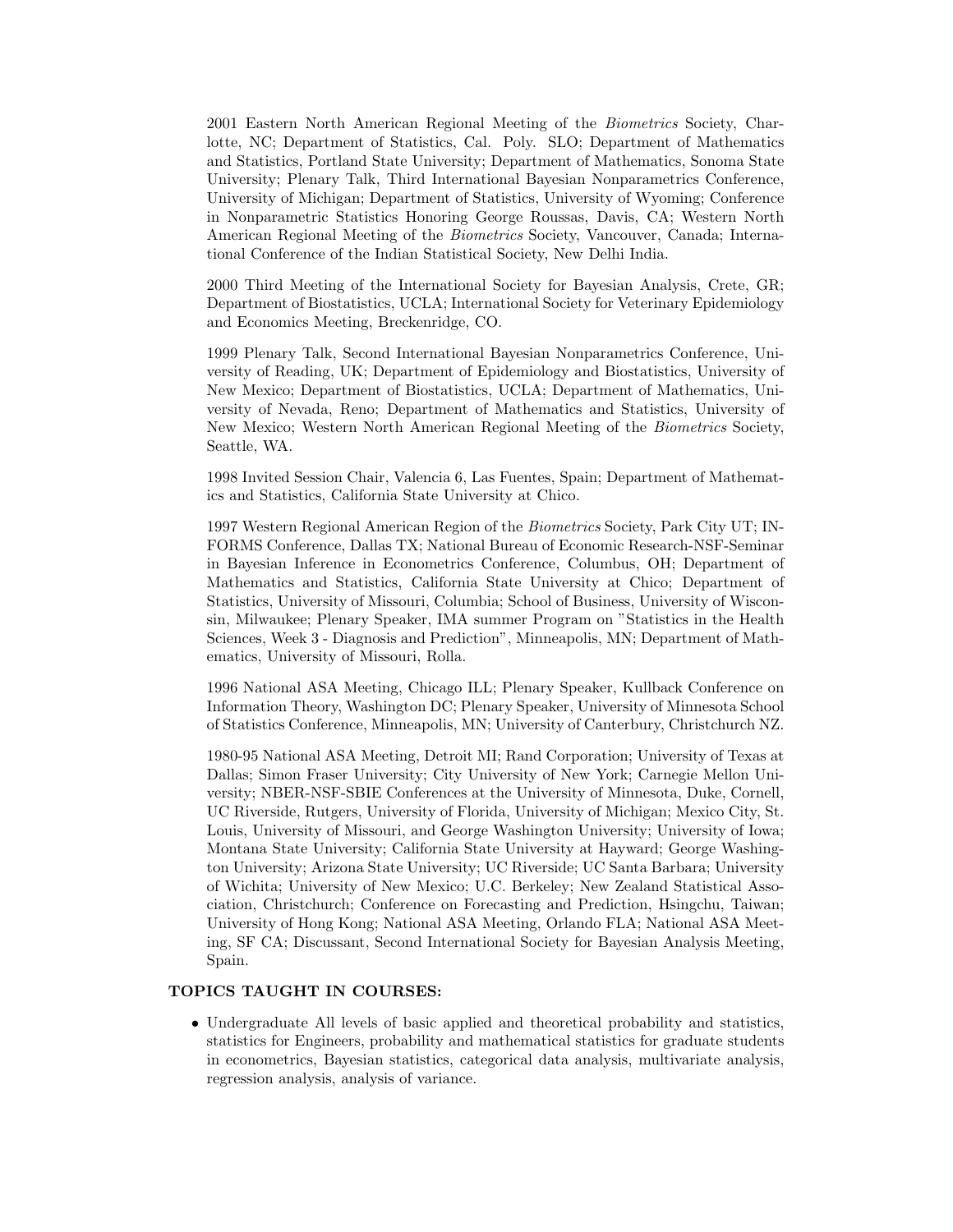2001 Eastern North American Regional Meeting of the *Biometrics* Society, Charlotte, NC; Department of Statistics, Cal. Poly. SLO; Department of Mathematics and Statistics, Portland State University; Department of Mathematics, Sonoma State University; Plenary Talk, Third International Bayesian Nonparametrics Conference, University of Michigan; Department of Statistics, University of Wyoming; Conference in Nonparametric Statistics Honoring George Roussas, Davis, CA; Western North American Regional Meeting of the *Biometrics* Society, Vancouver, Canada; International Conference of the Indian Statistical Society, New Delhi India.

2000 Third Meeting of the International Society for Bayesian Analysis, Crete, GR; Department of Biostatistics, UCLA; International Society for Veterinary Epidemiology and Economics Meeting, Breckenridge, CO.

1999 Plenary Talk, Second International Bayesian Nonparametrics Conference, University of Reading, UK; Department of Epidemiology and Biostatistics, University of New Mexico; Department of Biostatistics, UCLA; Department of Mathematics, University of Nevada, Reno; Department of Mathematics and Statistics, University of New Mexico; Western North American Regional Meeting of the *Biometrics* Society, Seattle, WA.

1998 Invited Session Chair, Valencia 6, Las Fuentes, Spain; Department of Mathematics and Statistics, California State University at Chico.

1997 Western Regional American Region of the *Biometrics* Society, Park City UT; INFORMS Conference, Dallas TX; National Bureau of Economic Research-NSF-Seminar in Bayesian Inference in Econometrics Conference, Columbus, OH; Department of Mathematics and Statistics, California State University at Chico; Department of Statistics, University of Missouri, Columbia; School of Business, University of Wisconsin, Milwaukee; Plenary Speaker, IMA summer Program on "Statistics in the Health Sciences, Week 3 - Diagnosis and Prediction", Minneapolis, MN; Department of Mathematics, University of Missouri, Rolla.

1996 National ASA Meeting, Chicago ILL; Plenary Speaker, Kullback Conference on Information Theory, Washington DC; Plenary Speaker, University of Minnesota School of Statistics Conference, Minneapolis, MN; University of Canterbury, Christchurch NZ.

1980-95 National ASA Meeting, Detroit MI; Rand Corporation; University of Texas at Dallas; Simon Fraser University; City University of New York; Carnegie Mellon University; NBER-NSF-SBIE Conferences at the University of Minnesota, Duke, Cornell, UC Riverside, Rutgers, University of Florida, University of Michigan; Mexico City, St. Louis, University of Missouri, and George Washington University; University of Iowa; Montana State University; California State University at Hayward; George Washington University; Arizona State University; UC Riverside; UC Santa Barbara; University of Wichita; University of New Mexico; U.C. Berkeley; New Zealand Statistical Association, Christchurch; Conference on Forecasting and Prediction, Hsingchu, Taiwan; University of Hong Kong; National ASA Meeting, Orlando FLA; National ASA Meeting, SF CA; Discussant, Second International Society for Bayesian Analysis Meeting, Spain.

### TOPICS TAUGHT IN COURSES:

- Undergraduate All levels of basic applied and theoretical probability and statistics, statistics for Engineers, probability and mathematical statistics for graduate students in econometrics, Bayesian statistics, categorical data analysis, multivariate analysis, regression analysis, analysis of variance.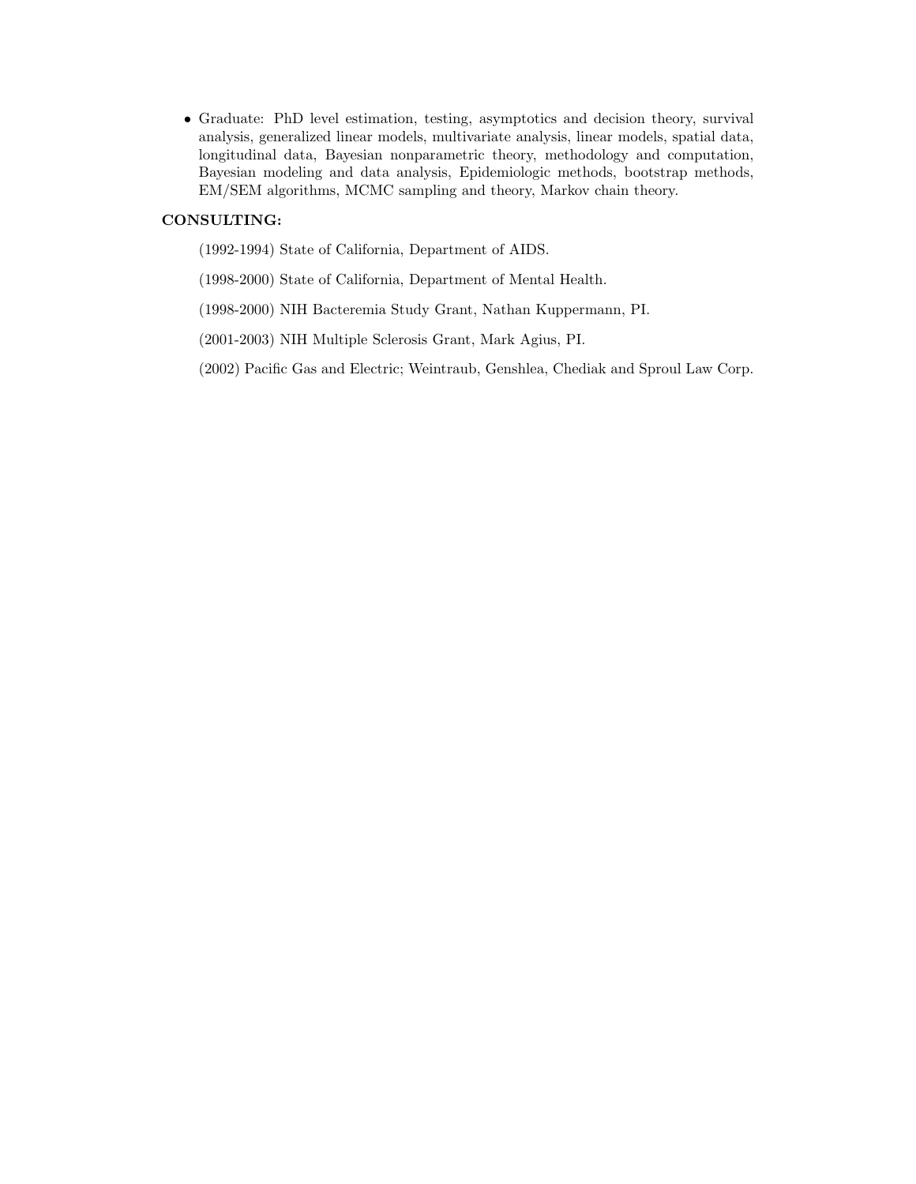- Graduate: PhD level estimation, testing, asymptotics and decision theory, survival analysis, generalized linear models, multivariate analysis, linear models, spatial data, longitudinal data, Bayesian nonparametric theory, methodology and computation, Bayesian modeling and data analysis, Epidemiologic methods, bootstrap methods, EM/SEM algorithms, MCMC sampling and theory, Markov chain theory.

**CONSULTING:**

(1992-1994) State of California, Department of AIDS.

(1998-2000) State of California, Department of Mental Health.

(1998-2000) NIH Bacteremia Study Grant, Nathan Kuppermann, PI.

(2001-2003) NIH Multiple Sclerosis Grant, Mark Agius, PI.

(2002) Pacific Gas and Electric; Weintraub, Genshlea, Chediak and Sproul Law Corp.